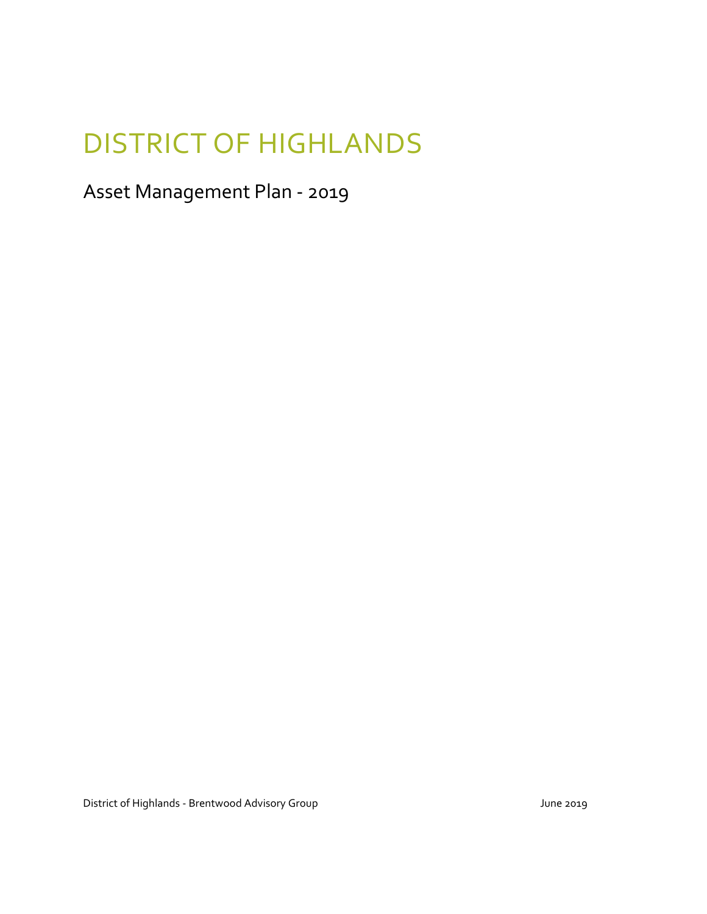# DISTRICT OF HIGHLANDS

## Asset Management Plan - 2019

District of Highlands - Brentwood Advisory Group

June 2019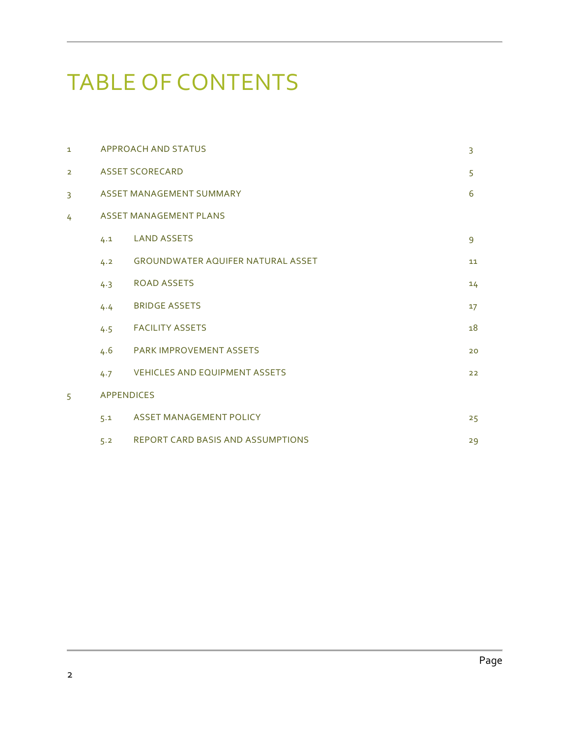# TABLE OF CONTENTS

| | | | |
|---|---|---|---|
| 1 | APPROACH AND STATUS | | 3 |
| 2 | ASSET SCORECARD | | 5 |
| 3 | ASSET MANAGEMENT SUMMARY | | 6 |
| 4 | ASSET MANAGEMENT PLANS | | |
| | 4.1 | LAND ASSETS | 9 |
| | 4.2 | GROUNDWATER AQUIFER NATURAL ASSET | 11 |
| | 4.3 | ROAD ASSETS | 14 |
| | 4.4 | BRIDGE ASSETS | 17 |
| | 4.5 | FACILITY ASSETS | 18 |
| | 4.6 | PARK IMPROVEMENT ASSETS | 20 |
| | 4.7 | VEHICLES AND EQUIPMENT ASSETS | 22 |
| 5 | APPENDICES | | |
| | 5.1 | ASSET MANAGEMENT POLICY | 25 |
| | 5.2 | REPORT CARD BASIS AND ASSUMPTIONS | 29 |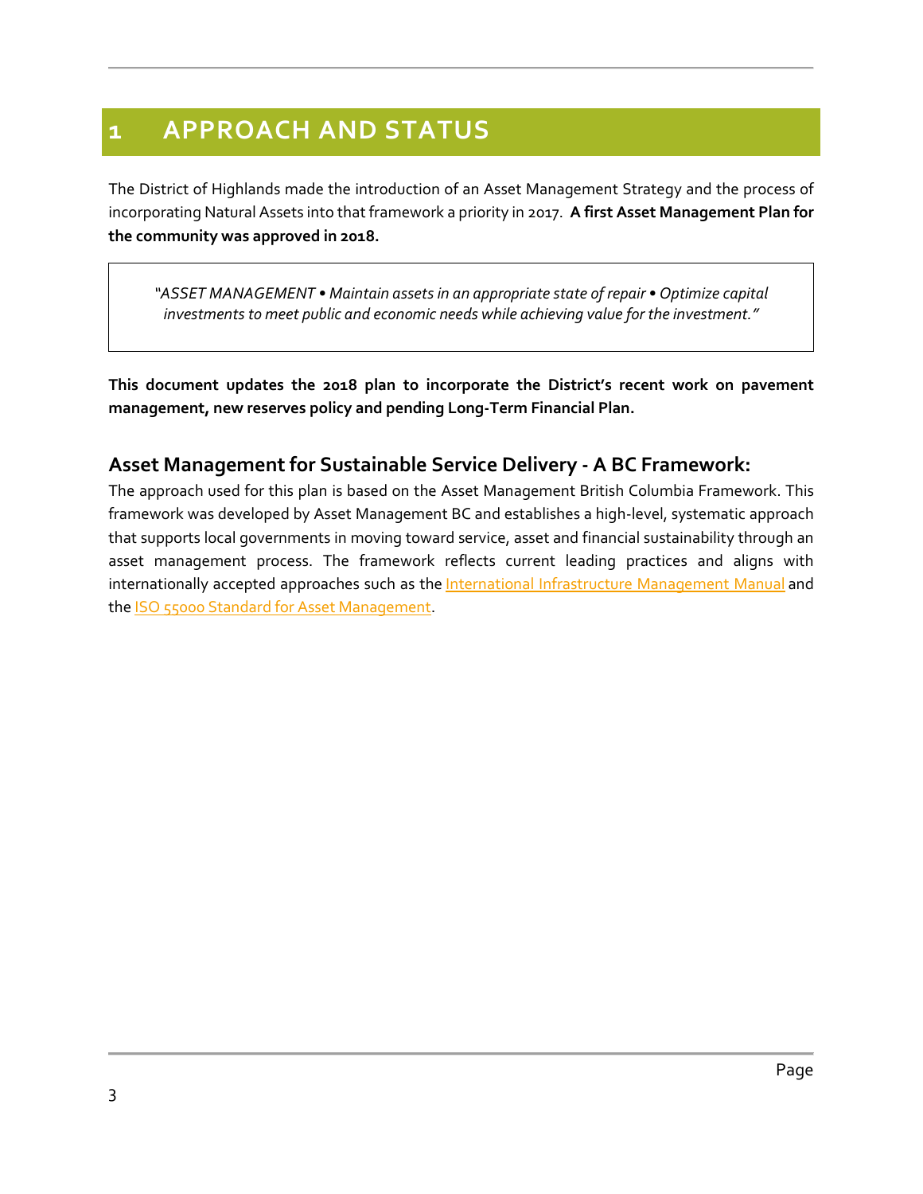# 1 APPROACH AND STATUS

The District of Highlands made the introduction of an Asset Management Strategy and the process of incorporating Natural Assets into that framework a priority in 2017. **A first Asset Management Plan for the community was approved in 2018.**

> *"ASSET MANAGEMENT • Maintain assets in an appropriate state of repair • Optimize capital investments to meet public and economic needs while achieving value for the investment."*

**This document updates the 2018 plan to incorporate the District's recent work on pavement management, new reserves policy and pending Long-Term Financial Plan.**

## Asset Management for Sustainable Service Delivery - A BC Framework:

The approach used for this plan is based on the Asset Management British Columbia Framework. This framework was developed by Asset Management BC and establishes a high-level, systematic approach that supports local governments in moving toward service, asset and financial sustainability through an asset management process. The framework reflects current leading practices and aligns with internationally accepted approaches such as the International Infrastructure Management Manual and the ISO 55000 Standard for Asset Management.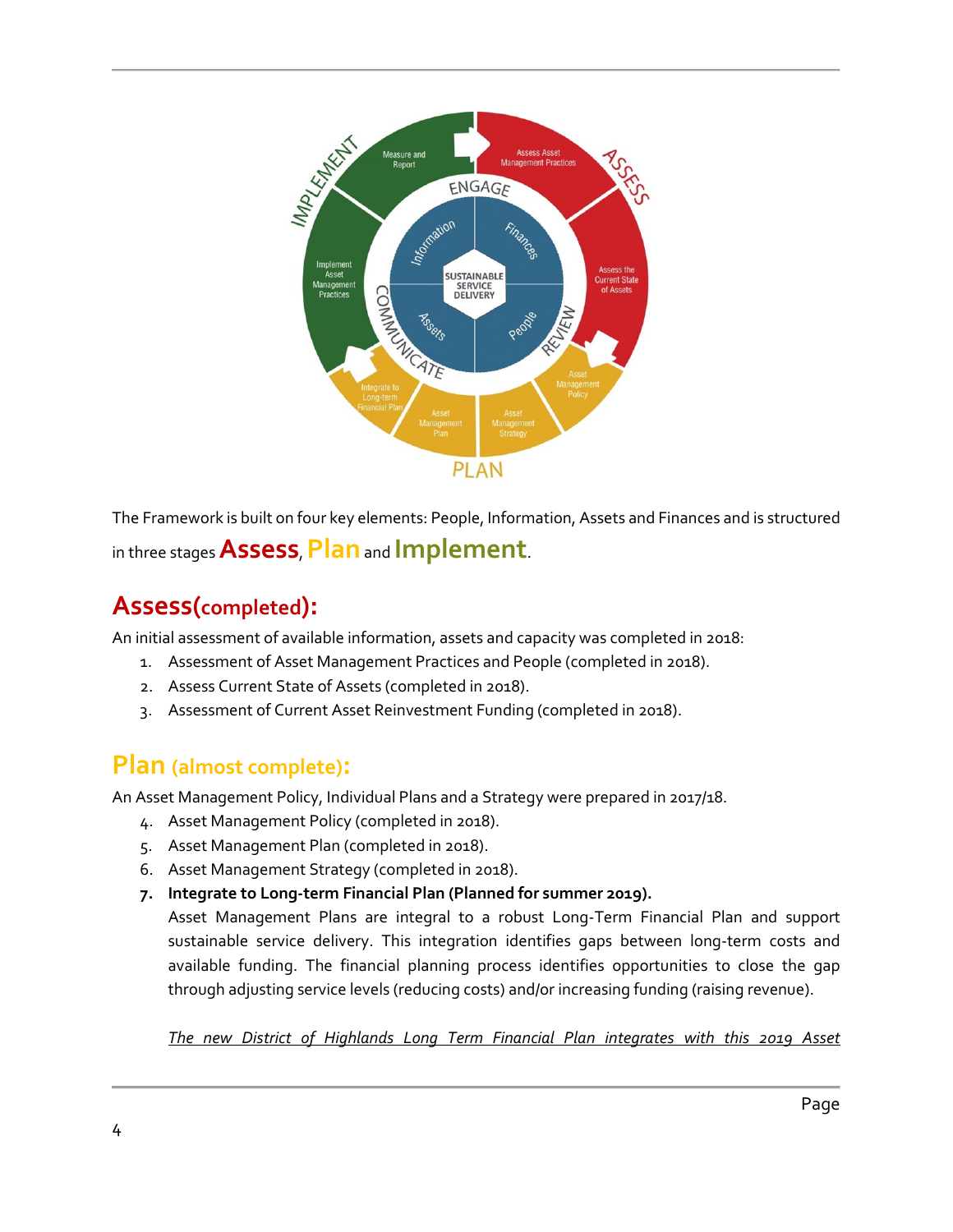The Framework is built on four key elements: People, Information, Assets and Finances and is structured in three stages **Assess**, **Plan** and **Implement**.

## Assess(completed):

An initial assessment of available information, assets and capacity was completed in 2018:

1. Assessment of Asset Management Practices and People (completed in 2018).
2. Assess Current State of Assets (completed in 2018).
3. Assessment of Current Asset Reinvestment Funding (completed in 2018).

## Plan (almost complete):

An Asset Management Policy, Individual Plans and a Strategy were prepared in 2017/18.

4. Asset Management Policy (completed in 2018).
5. Asset Management Plan (completed in 2018).
6. Asset Management Strategy (completed in 2018).
7. **Integrate to Long-term Financial Plan (Planned for summer 2019).**

   Asset Management Plans are integral to a robust Long-Term Financial Plan and support sustainable service delivery. This integration identifies gaps between long-term costs and available funding. The financial planning process identifies opportunities to close the gap through adjusting service levels (reducing costs) and/or increasing funding (raising revenue).

   *The new District of Highlands Long Term Financial Plan integrates with this 2019 Asset*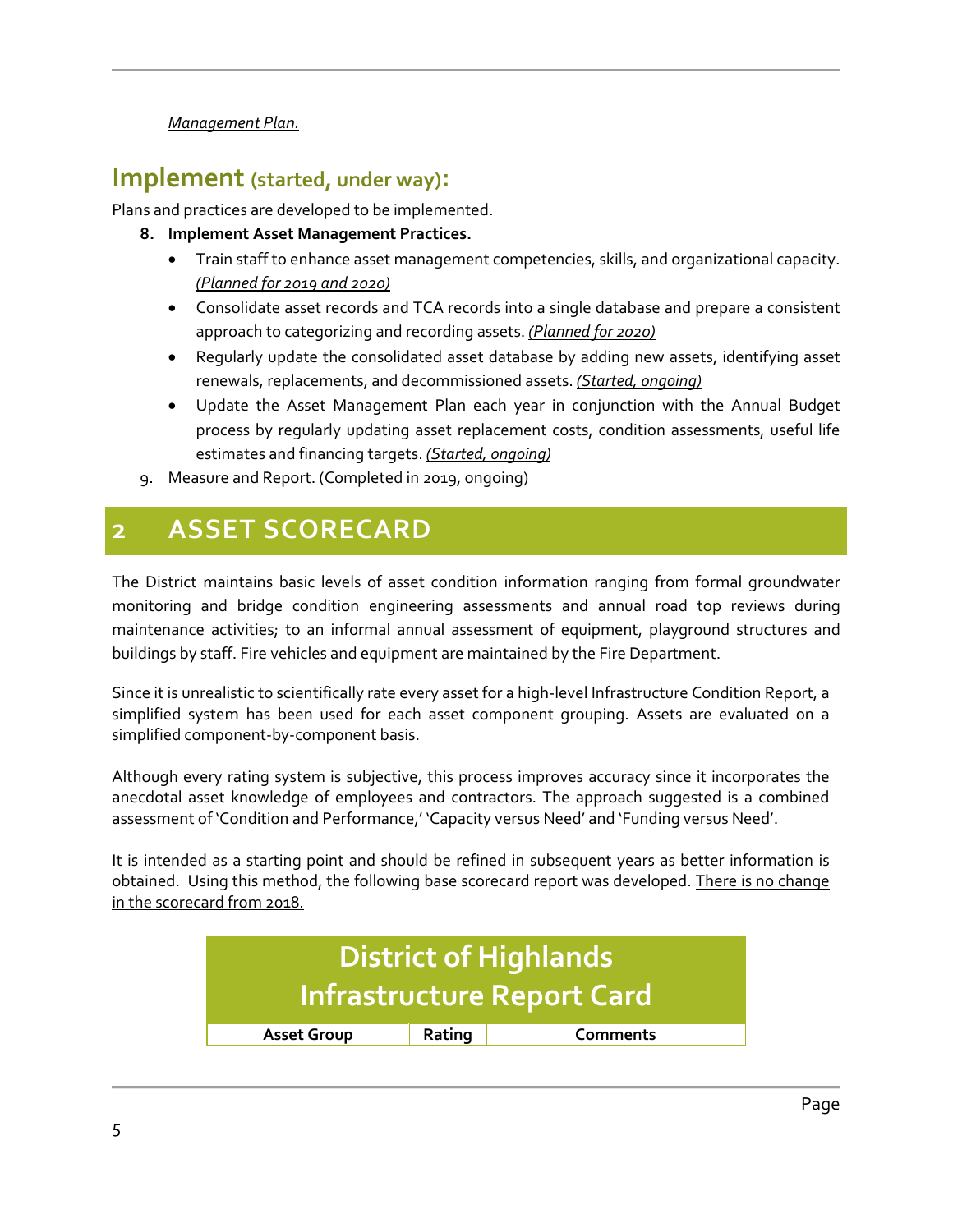*Management Plan.*

## Implement (started, under way):

Plans and practices are developed to be implemented.

8. **Implement Asset Management Practices.**
   - Train staff to enhance asset management competencies, skills, and organizational capacity. *(Planned for 2019 and 2020)*
   - Consolidate asset records and TCA records into a single database and prepare a consistent approach to categorizing and recording assets. *(Planned for 2020)*
   - Regularly update the consolidated asset database by adding new assets, identifying asset renewals, replacements, and decommissioned assets. *(Started, ongoing)*
   - Update the Asset Management Plan each year in conjunction with the Annual Budget process by regularly updating asset replacement costs, condition assessments, useful life estimates and financing targets. *(Started, ongoing)*
9. Measure and Report. (Completed in 2019, ongoing)

# 2 ASSET SCORECARD

The District maintains basic levels of asset condition information ranging from formal groundwater monitoring and bridge condition engineering assessments and annual road top reviews during maintenance activities; to an informal annual assessment of equipment, playground structures and buildings by staff. Fire vehicles and equipment are maintained by the Fire Department.

Since it is unrealistic to scientifically rate every asset for a high-level Infrastructure Condition Report, a simplified system has been used for each asset component grouping. Assets are evaluated on a simplified component-by-component basis.

Although every rating system is subjective, this process improves accuracy since it incorporates the anecdotal asset knowledge of employees and contractors. The approach suggested is a combined assessment of 'Condition and Performance,' 'Capacity versus Need' and 'Funding versus Need'.

It is intended as a starting point and should be refined in subsequent years as better information is obtained. Using this method, the following base scorecard report was developed. There is no change in the scorecard from 2018.

**District of Highlands**
**Infrastructure Report Card**

| Asset Group | Rating | Comments |
|---|---|---|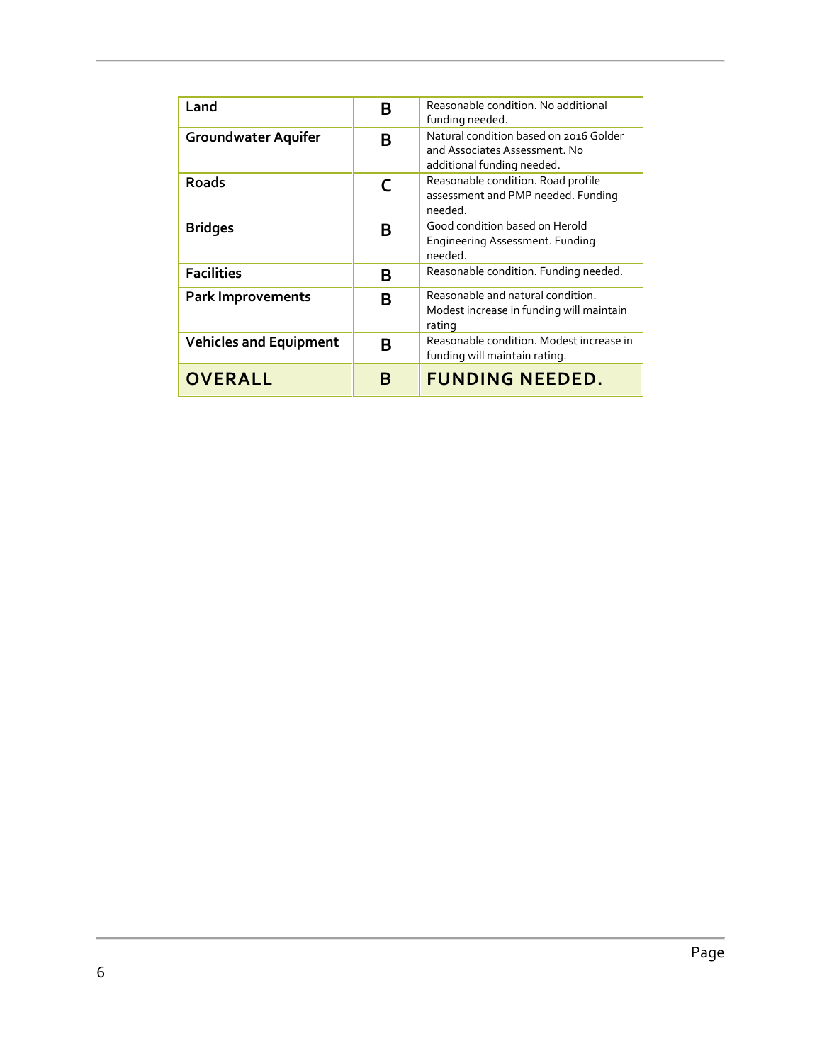| Land | B | Reasonable condition. No additional funding needed. |
|---|---|---|
| Groundwater Aquifer | B | Natural condition based on 2016 Golder and Associates Assessment. No additional funding needed. |
| Roads | C | Reasonable condition. Road profile assessment and PMP needed. Funding needed. |
| Bridges | B | Good condition based on Herold Engineering Assessment. Funding needed. |
| Facilities | B | Reasonable condition. Funding needed. |
| Park Improvements | B | Reasonable and natural condition. Modest increase in funding will maintain rating |
| Vehicles and Equipment | B | Reasonable condition. Modest increase in funding will maintain rating. |
| **OVERALL** | **B** | **FUNDING NEEDED.** |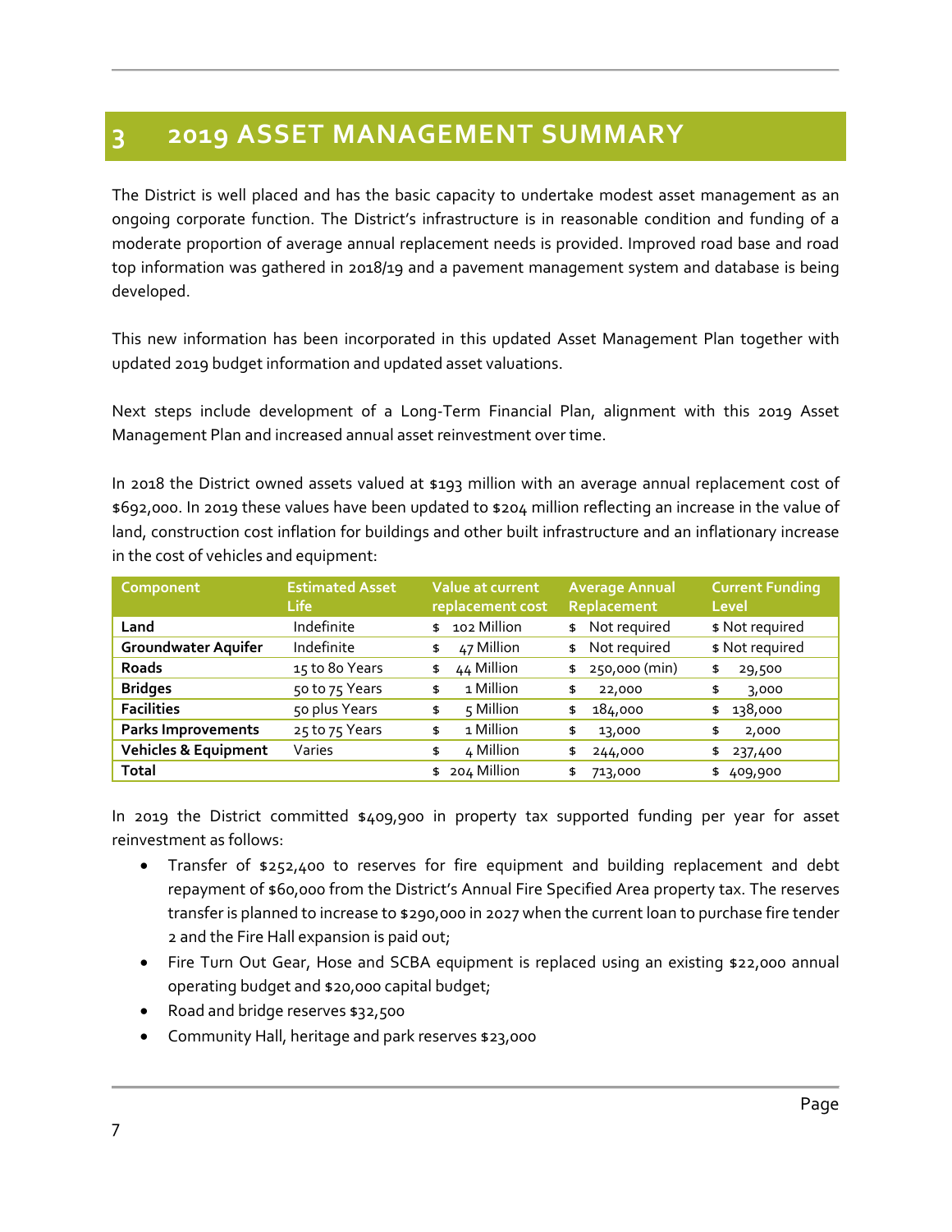# 3 2019 ASSET MANAGEMENT SUMMARY

The District is well placed and has the basic capacity to undertake modest asset management as an ongoing corporate function. The District's infrastructure is in reasonable condition and funding of a moderate proportion of average annual replacement needs is provided. Improved road base and road top information was gathered in 2018/19 and a pavement management system and database is being developed.

This new information has been incorporated in this updated Asset Management Plan together with updated 2019 budget information and updated asset valuations.

Next steps include development of a Long-Term Financial Plan, alignment with this 2019 Asset Management Plan and increased annual asset reinvestment over time.

In 2018 the District owned assets valued at $193 million with an average annual replacement cost of $692,000. In 2019 these values have been updated to $204 million reflecting an increase in the value of land, construction cost inflation for buildings and other built infrastructure and an inflationary increase in the cost of vehicles and equipment:

| Component | Estimated Asset Life | Value at current replacement cost | Average Annual Replacement | Current Funding Level |
|---|---|---|---|---|
| **Land** | Indefinite | $ 102 Million | $ Not required | $ Not required |
| **Groundwater Aquifer** | Indefinite | $ 47 Million | $ Not required | $ Not required |
| **Roads** | 15 to 80 Years | $ 44 Million | $ 250,000 (min) | $ 29,500 |
| **Bridges** | 50 to 75 Years | $ 1 Million | $ 22,000 | $ 3,000 |
| **Facilities** | 50 plus Years | $ 5 Million | $ 184,000 | $ 138,000 |
| **Parks Improvements** | 25 to 75 Years | $ 1 Million | $ 13,000 | $ 2,000 |
| **Vehicles & Equipment** | Varies | $ 4 Million | $ 244,000 | $ 237,400 |
| **Total** | | $ 204 Million | $ 713,000 | $ 409,900 |

In 2019 the District committed $409,900 in property tax supported funding per year for asset reinvestment as follows:

- Transfer of $252,400 to reserves for fire equipment and building replacement and debt repayment of $60,000 from the District's Annual Fire Specified Area property tax. The reserves transfer is planned to increase to $290,000 in 2027 when the current loan to purchase fire tender 2 and the Fire Hall expansion is paid out;
- Fire Turn Out Gear, Hose and SCBA equipment is replaced using an existing $22,000 annual operating budget and $20,000 capital budget;
- Road and bridge reserves $32,500
- Community Hall, heritage and park reserves $23,000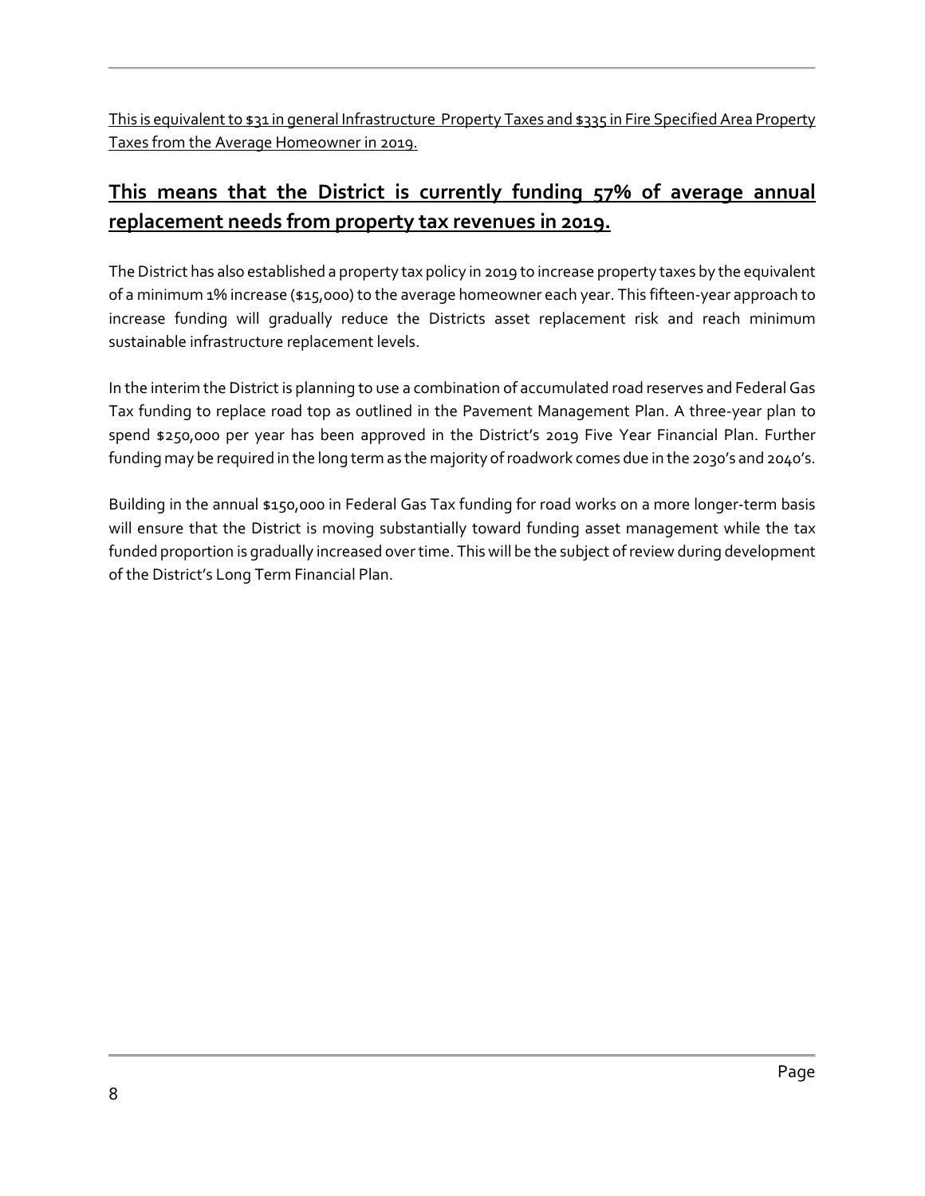This is equivalent to $31 in general Infrastructure Property Taxes and $335 in Fire Specified Area Property Taxes from the Average Homeowner in 2019.

## **This means that the District is currently funding 57% of average annual replacement needs from property tax revenues in 2019.**

The District has also established a property tax policy in 2019 to increase property taxes by the equivalent of a minimum 1% increase ($15,000) to the average homeowner each year. This fifteen-year approach to increase funding will gradually reduce the Districts asset replacement risk and reach minimum sustainable infrastructure replacement levels.

In the interim the District is planning to use a combination of accumulated road reserves and Federal Gas Tax funding to replace road top as outlined in the Pavement Management Plan. A three-year plan to spend $250,000 per year has been approved in the District's 2019 Five Year Financial Plan. Further funding may be required in the long term as the majority of roadwork comes due in the 2030's and 2040's.

Building in the annual $150,000 in Federal Gas Tax funding for road works on a more longer-term basis will ensure that the District is moving substantially toward funding asset management while the tax funded proportion is gradually increased over time. This will be the subject of review during development of the District's Long Term Financial Plan.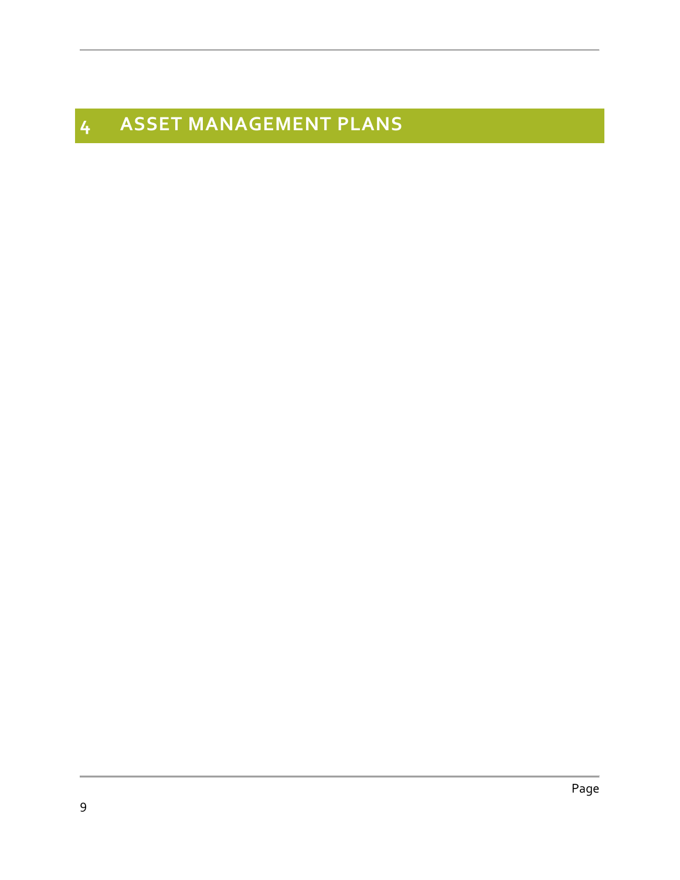# 4 ASSET MANAGEMENT PLANS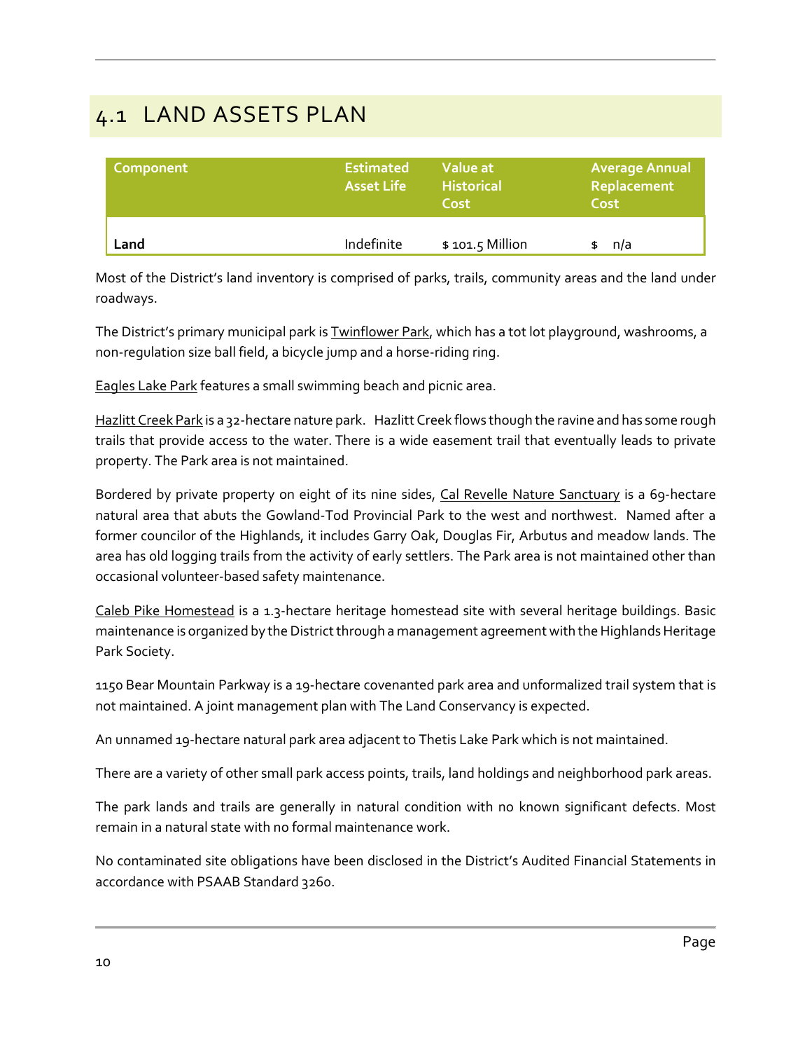## 4.1 LAND ASSETS PLAN

| Component | Estimated Asset Life | Value at Historical Cost | Average Annual Replacement Cost |
|---|---|---|---|
| **Land** | Indefinite | $ 101.5 Million | $ n/a |

Most of the District's land inventory is comprised of parks, trails, community areas and the land under roadways.

The District's primary municipal park is Twinflower Park, which has a tot lot playground, washrooms, a non-regulation size ball field, a bicycle jump and a horse-riding ring.

Eagles Lake Park features a small swimming beach and picnic area.

Hazlitt Creek Park is a 32-hectare nature park. Hazlitt Creek flows though the ravine and has some rough trails that provide access to the water. There is a wide easement trail that eventually leads to private property. The Park area is not maintained.

Bordered by private property on eight of its nine sides, Cal Revelle Nature Sanctuary is a 69-hectare natural area that abuts the Gowland-Tod Provincial Park to the west and northwest. Named after a former councilor of the Highlands, it includes Garry Oak, Douglas Fir, Arbutus and meadow lands. The area has old logging trails from the activity of early settlers. The Park area is not maintained other than occasional volunteer-based safety maintenance.

Caleb Pike Homestead is a 1.3-hectare heritage homestead site with several heritage buildings. Basic maintenance is organized by the District through a management agreement with the Highlands Heritage Park Society.

1150 Bear Mountain Parkway is a 19-hectare covenanted park area and unformalized trail system that is not maintained. A joint management plan with The Land Conservancy is expected.

An unnamed 19-hectare natural park area adjacent to Thetis Lake Park which is not maintained.

There are a variety of other small park access points, trails, land holdings and neighborhood park areas.

The park lands and trails are generally in natural condition with no known significant defects. Most remain in a natural state with no formal maintenance work.

No contaminated site obligations have been disclosed in the District's Audited Financial Statements in accordance with PSAAB Standard 3260.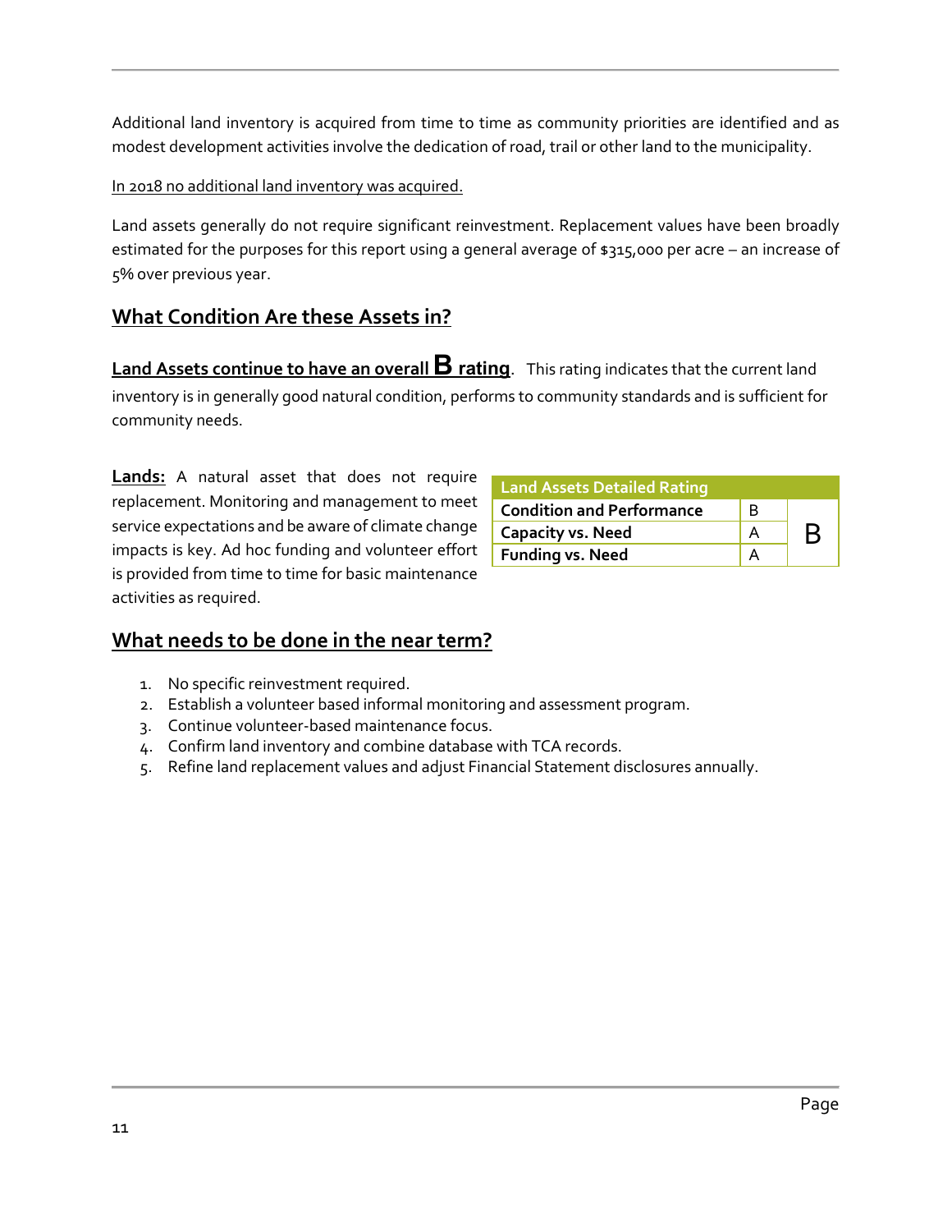Additional land inventory is acquired from time to time as community priorities are identified and as modest development activities involve the dedication of road, trail or other land to the municipality.

In 2018 no additional land inventory was acquired.

Land assets generally do not require significant reinvestment. Replacement values have been broadly estimated for the purposes for this report using a general average of $315,000 per acre – an increase of 5% over previous year.

## What Condition Are these Assets in?

**Land Assets continue to have an overall B rating**. This rating indicates that the current land inventory is in generally good natural condition, performs to community standards and is sufficient for community needs.

**Lands:** A natural asset that does not require replacement. Monitoring and management to meet service expectations and be aware of climate change impacts is key. Ad hoc funding and volunteer effort is provided from time to time for basic maintenance activities as required.

| Land Assets Detailed Rating | | |
|---|---|---|
| **Condition and Performance** | B | B |
| **Capacity vs. Need** | A | |
| **Funding vs. Need** | A | |

## What needs to be done in the near term?

1. No specific reinvestment required.
2. Establish a volunteer based informal monitoring and assessment program.
3. Continue volunteer-based maintenance focus.
4. Confirm land inventory and combine database with TCA records.
5. Refine land replacement values and adjust Financial Statement disclosures annually.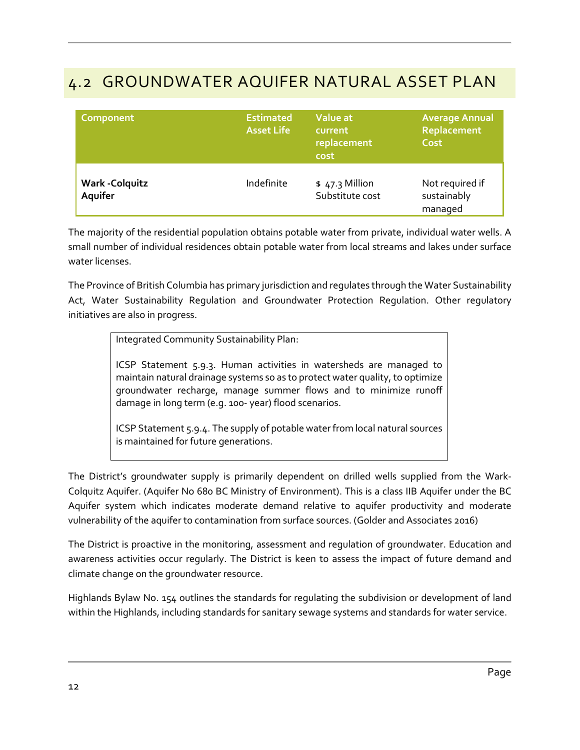## 4.2 GROUNDWATER AQUIFER NATURAL ASSET PLAN

| Component | Estimated Asset Life | Value at current replacement cost | Average Annual Replacement Cost |
|---|---|---|---|
| **Wark -Colquitz Aquifer** | Indefinite | $ 47.3 Million Substitute cost | Not required if sustainably managed |

The majority of the residential population obtains potable water from private, individual water wells. A small number of individual residences obtain potable water from local streams and lakes under surface water licenses.

The Province of British Columbia has primary jurisdiction and regulates through the Water Sustainability Act, Water Sustainability Regulation and Groundwater Protection Regulation. Other regulatory initiatives are also in progress.

> Integrated Community Sustainability Plan:
>
> ICSP Statement 5.9.3. Human activities in watersheds are managed to maintain natural drainage systems so as to protect water quality, to optimize groundwater recharge, manage summer flows and to minimize runoff damage in long term (e.g. 100- year) flood scenarios.
>
> ICSP Statement 5.9.4. The supply of potable water from local natural sources is maintained for future generations.

The District's groundwater supply is primarily dependent on drilled wells supplied from the Wark-Colquitz Aquifer. (Aquifer No 680 BC Ministry of Environment). This is a class IIB Aquifer under the BC Aquifer system which indicates moderate demand relative to aquifer productivity and moderate vulnerability of the aquifer to contamination from surface sources. (Golder and Associates 2016)

The District is proactive in the monitoring, assessment and regulation of groundwater. Education and awareness activities occur regularly. The District is keen to assess the impact of future demand and climate change on the groundwater resource.

Highlands Bylaw No. 154 outlines the standards for regulating the subdivision or development of land within the Highlands, including standards for sanitary sewage systems and standards for water service.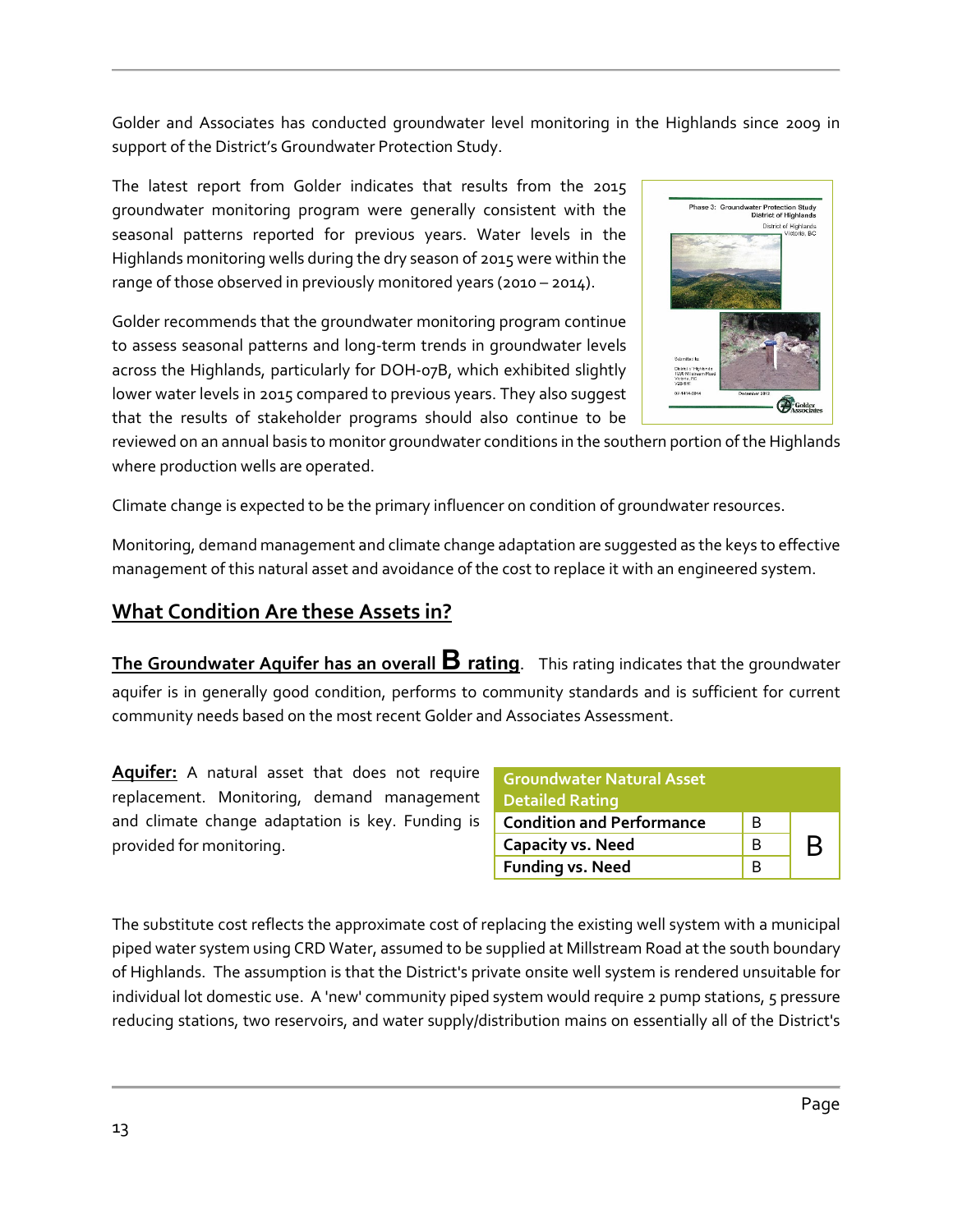Golder and Associates has conducted groundwater level monitoring in the Highlands since 2009 in support of the District's Groundwater Protection Study.

The latest report from Golder indicates that results from the 2015 groundwater monitoring program were generally consistent with the seasonal patterns reported for previous years. Water levels in the Highlands monitoring wells during the dry season of 2015 were within the range of those observed in previously monitored years (2010 – 2014).

Golder recommends that the groundwater monitoring program continue to assess seasonal patterns and long-term trends in groundwater levels across the Highlands, particularly for DOH-07B, which exhibited slightly lower water levels in 2015 compared to previous years. They also suggest that the results of stakeholder programs should also continue to be reviewed on an annual basis to monitor groundwater conditions in the southern portion of the Highlands where production wells are operated.

Climate change is expected to be the primary influencer on condition of groundwater resources.

Monitoring, demand management and climate change adaptation are suggested as the keys to effective management of this natural asset and avoidance of the cost to replace it with an engineered system.

## What Condition Are these Assets in?

**The Groundwater Aquifer has an overall B rating**. This rating indicates that the groundwater aquifer is in generally good condition, performs to community standards and is sufficient for current community needs based on the most recent Golder and Associates Assessment.

**Aquifer:** A natural asset that does not require replacement. Monitoring, demand management and climate change adaptation is key. Funding is provided for monitoring.

| Groundwater Natural Asset Detailed Rating | | |
|---|---|---|
| Condition and Performance | B | B |
| Capacity vs. Need | B | |
| Funding vs. Need | B | |

The substitute cost reflects the approximate cost of replacing the existing well system with a municipal piped water system using CRD Water, assumed to be supplied at Millstream Road at the south boundary of Highlands. The assumption is that the District's private onsite well system is rendered unsuitable for individual lot domestic use. A 'new' community piped system would require 2 pump stations, 5 pressure reducing stations, two reservoirs, and water supply/distribution mains on essentially all of the District's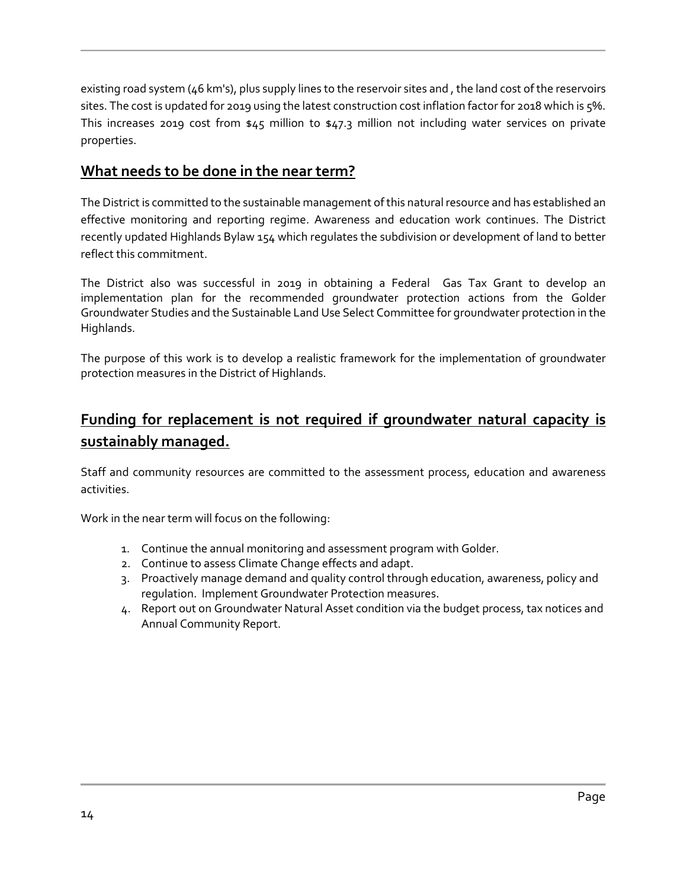existing road system (46 km's), plus supply lines to the reservoir sites and , the land cost of the reservoirs sites. The cost is updated for 2019 using the latest construction cost inflation factor for 2018 which is 5%. This increases 2019 cost from $45 million to $47.3 million not including water services on private properties.

## What needs to be done in the near term?

The District is committed to the sustainable management of this natural resource and has established an effective monitoring and reporting regime. Awareness and education work continues. The District recently updated Highlands Bylaw 154 which regulates the subdivision or development of land to better reflect this commitment.

The District also was successful in 2019 in obtaining a Federal Gas Tax Grant to develop an implementation plan for the recommended groundwater protection actions from the Golder Groundwater Studies and the Sustainable Land Use Select Committee for groundwater protection in the Highlands.

The purpose of this work is to develop a realistic framework for the implementation of groundwater protection measures in the District of Highlands.

## Funding for replacement is not required if groundwater natural capacity is sustainably managed.

Staff and community resources are committed to the assessment process, education and awareness activities.

Work in the near term will focus on the following:

1. Continue the annual monitoring and assessment program with Golder.
2. Continue to assess Climate Change effects and adapt.
3. Proactively manage demand and quality control through education, awareness, policy and regulation. Implement Groundwater Protection measures.
4. Report out on Groundwater Natural Asset condition via the budget process, tax notices and Annual Community Report.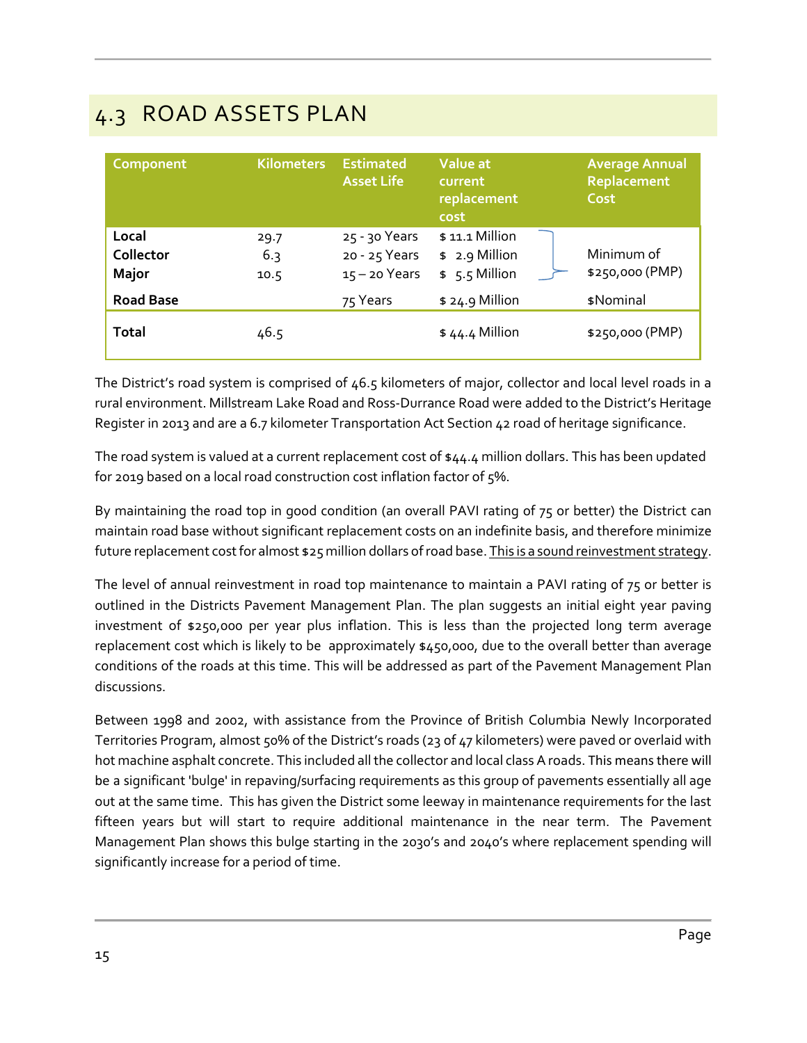## 4.3 ROAD ASSETS PLAN

| Component | Kilometers | Estimated Asset Life | Value at current replacement cost | Average Annual Replacement Cost |
|---|---|---|---|---|
| **Local** | 29.7 | 25 - 30 Years | $ 11.1 Million | |
| **Collector** | 6.3 | 20 - 25 Years | $ 2.9 Million | Minimum of $250,000 (PMP) |
| **Major** | 10.5 | 15 – 20 Years | $ 5.5 Million | |
| **Road Base** | | 75 Years | $ 24.9 Million | $Nominal |
| **Total** | 46.5 | | $ 44.4 Million | $250,000 (PMP) |

The District's road system is comprised of 46.5 kilometers of major, collector and local level roads in a rural environment. Millstream Lake Road and Ross-Durrance Road were added to the District's Heritage Register in 2013 and are a 6.7 kilometer Transportation Act Section 42 road of heritage significance.

The road system is valued at a current replacement cost of $44.4 million dollars. This has been updated for 2019 based on a local road construction cost inflation factor of 5%.

By maintaining the road top in good condition (an overall PAVI rating of 75 or better) the District can maintain road base without significant replacement costs on an indefinite basis, and therefore minimize future replacement cost for almost $25 million dollars of road base. <u>This is a sound reinvestment strategy</u>.

The level of annual reinvestment in road top maintenance to maintain a PAVI rating of 75 or better is outlined in the Districts Pavement Management Plan. The plan suggests an initial eight year paving investment of $250,000 per year plus inflation. This is less than the projected long term average replacement cost which is likely to be approximately $450,000, due to the overall better than average conditions of the roads at this time. This will be addressed as part of the Pavement Management Plan discussions.

Between 1998 and 2002, with assistance from the Province of British Columbia Newly Incorporated Territories Program, almost 50% of the District's roads (23 of 47 kilometers) were paved or overlaid with hot machine asphalt concrete. This included all the collector and local class A roads. This means there will be a significant 'bulge' in repaving/surfacing requirements as this group of pavements essentially all age out at the same time. This has given the District some leeway in maintenance requirements for the last fifteen years but will start to require additional maintenance in the near term. The Pavement Management Plan shows this bulge starting in the 2030's and 2040's where replacement spending will significantly increase for a period of time.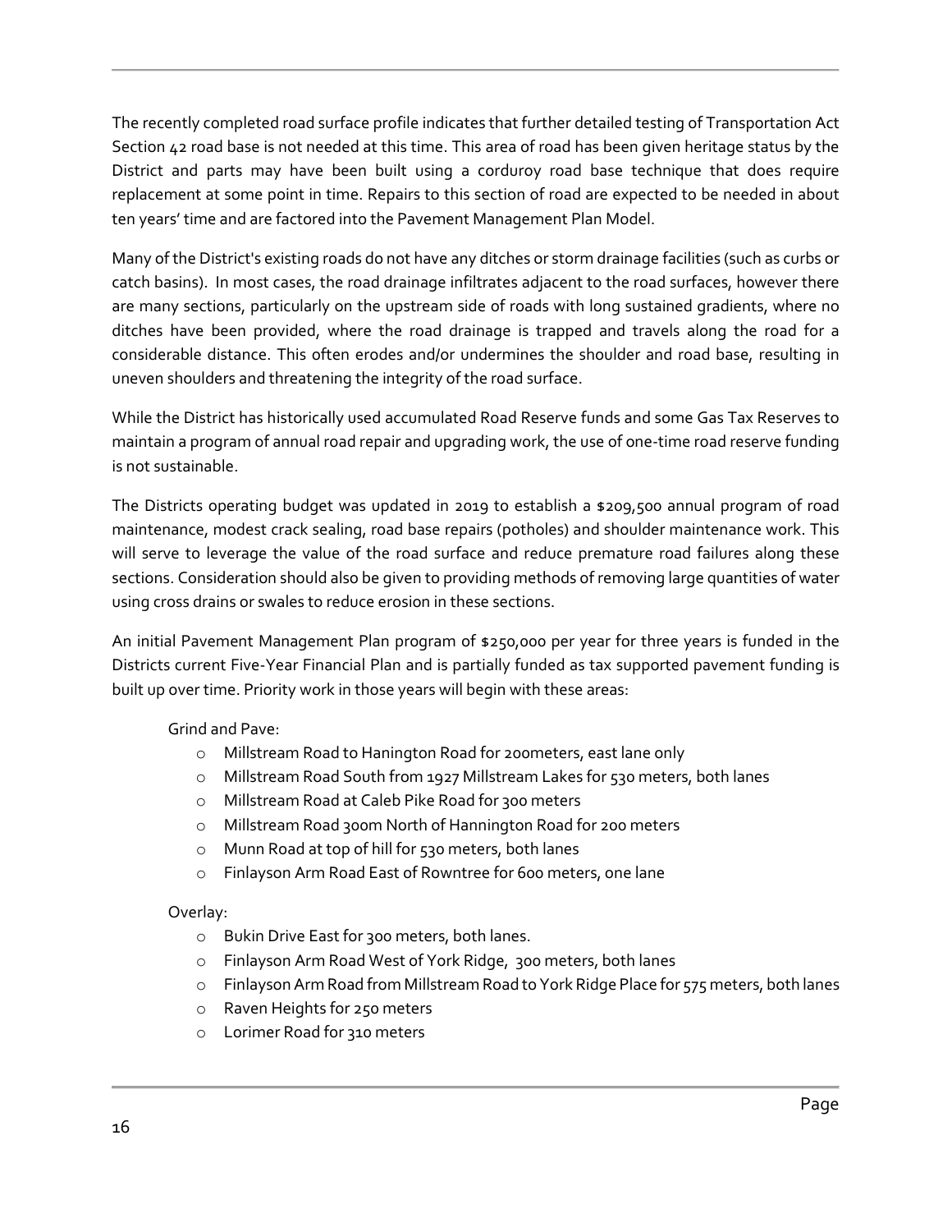The recently completed road surface profile indicates that further detailed testing of Transportation Act Section 42 road base is not needed at this time. This area of road has been given heritage status by the District and parts may have been built using a corduroy road base technique that does require replacement at some point in time. Repairs to this section of road are expected to be needed in about ten years' time and are factored into the Pavement Management Plan Model.

Many of the District's existing roads do not have any ditches or storm drainage facilities (such as curbs or catch basins). In most cases, the road drainage infiltrates adjacent to the road surfaces, however there are many sections, particularly on the upstream side of roads with long sustained gradients, where no ditches have been provided, where the road drainage is trapped and travels along the road for a considerable distance. This often erodes and/or undermines the shoulder and road base, resulting in uneven shoulders and threatening the integrity of the road surface.

While the District has historically used accumulated Road Reserve funds and some Gas Tax Reserves to maintain a program of annual road repair and upgrading work, the use of one-time road reserve funding is not sustainable.

The Districts operating budget was updated in 2019 to establish a $209,500 annual program of road maintenance, modest crack sealing, road base repairs (potholes) and shoulder maintenance work. This will serve to leverage the value of the road surface and reduce premature road failures along these sections. Consideration should also be given to providing methods of removing large quantities of water using cross drains or swales to reduce erosion in these sections.

An initial Pavement Management Plan program of $250,000 per year for three years is funded in the Districts current Five-Year Financial Plan and is partially funded as tax supported pavement funding is built up over time. Priority work in those years will begin with these areas:

Grind and Pave:

- Millstream Road to Hanington Road for 200meters, east lane only
- Millstream Road South from 1927 Millstream Lakes for 530 meters, both lanes
- Millstream Road at Caleb Pike Road for 300 meters
- Millstream Road 300m North of Hannington Road for 200 meters
- Munn Road at top of hill for 530 meters, both lanes
- Finlayson Arm Road East of Rowntree for 600 meters, one lane

Overlay:

- Bukin Drive East for 300 meters, both lanes.
- Finlayson Arm Road West of York Ridge, 300 meters, both lanes
- Finlayson Arm Road from Millstream Road to York Ridge Place for 575 meters, both lanes
- Raven Heights for 250 meters
- Lorimer Road for 310 meters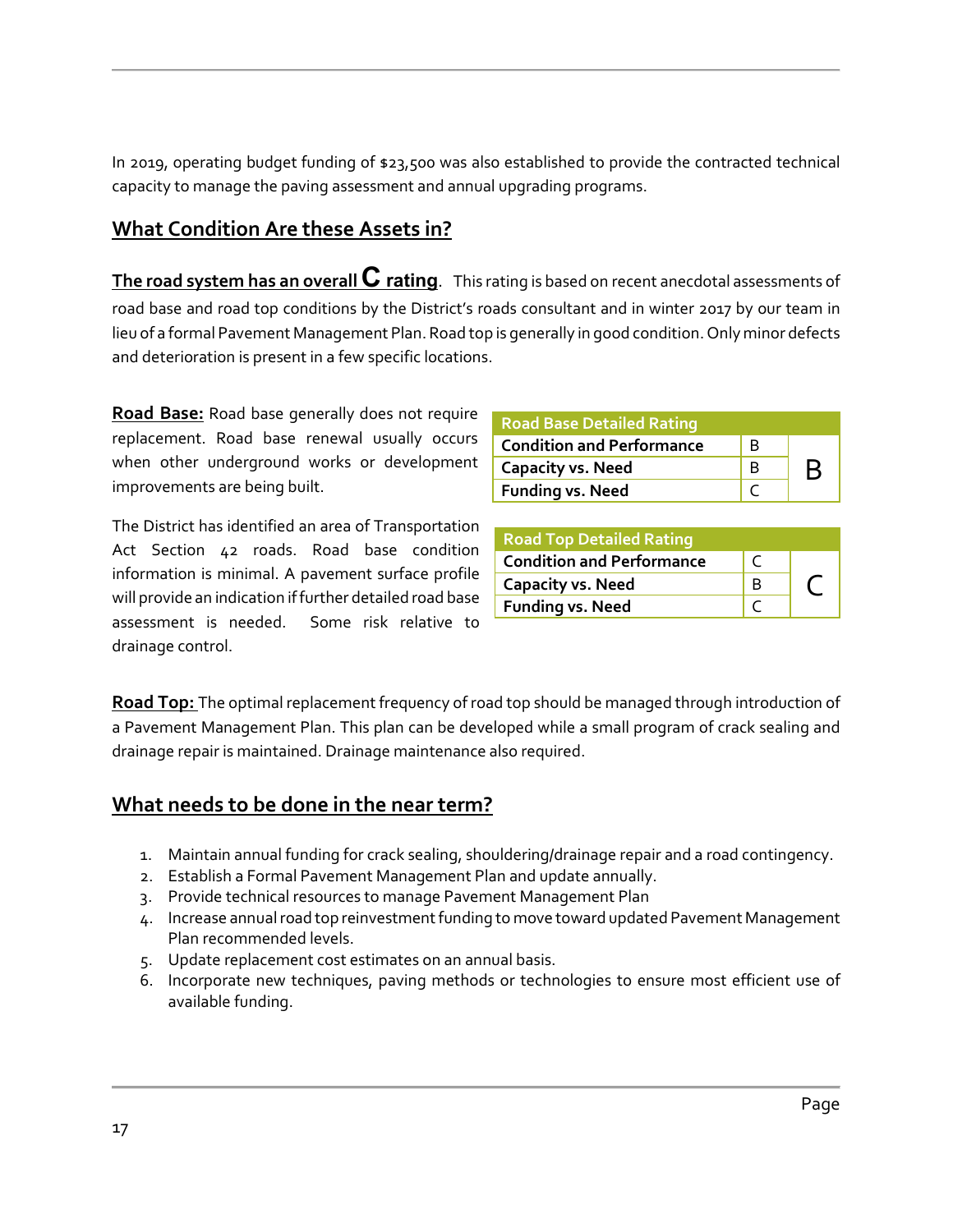In 2019, operating budget funding of $23,500 was also established to provide the contracted technical capacity to manage the paving assessment and annual upgrading programs.

## What Condition Are these Assets in?

**The road system has an overall C rating**. This rating is based on recent anecdotal assessments of road base and road top conditions by the District's roads consultant and in winter 2017 by our team in lieu of a formal Pavement Management Plan. Road top is generally in good condition. Only minor defects and deterioration is present in a few specific locations.

**Road Base:** Road base generally does not require replacement. Road base renewal usually occurs when other underground works or development improvements are being built.

The District has identified an area of Transportation Act Section 42 roads. Road base condition information is minimal. A pavement surface profile will provide an indication if further detailed road base assessment is needed. Some risk relative to drainage control.

| Road Base Detailed Rating | | |
|---|---|---|
| Condition and Performance | B | B |
| Capacity vs. Need | B | |
| Funding vs. Need | C | |

| Road Top Detailed Rating | | |
|---|---|---|
| Condition and Performance | C | C |
| Capacity vs. Need | B | |
| Funding vs. Need | C | |

**Road Top:** The optimal replacement frequency of road top should be managed through introduction of a Pavement Management Plan. This plan can be developed while a small program of crack sealing and drainage repair is maintained. Drainage maintenance also required.

## What needs to be done in the near term?

1. Maintain annual funding for crack sealing, shouldering/drainage repair and a road contingency.
2. Establish a Formal Pavement Management Plan and update annually.
3. Provide technical resources to manage Pavement Management Plan
4. Increase annual road top reinvestment funding to move toward updated Pavement Management Plan recommended levels.
5. Update replacement cost estimates on an annual basis.
6. Incorporate new techniques, paving methods or technologies to ensure most efficient use of available funding.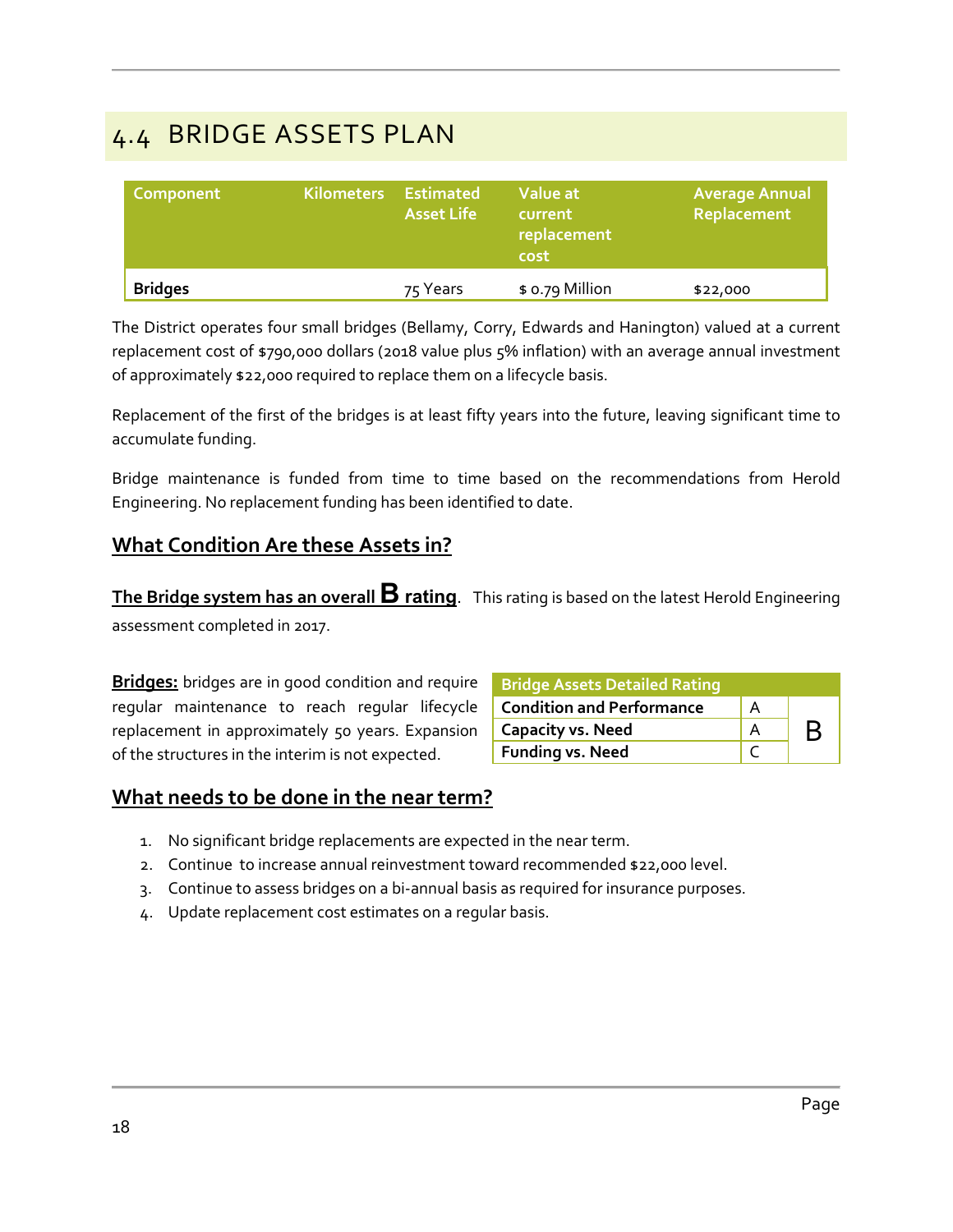## 4.4 BRIDGE ASSETS PLAN

| Component | Kilometers | Estimated Asset Life | Value at current replacement cost | Average Annual Replacement |
|---|---|---|---|---|
| **Bridges** | | 75 Years | $ 0.79 Million | $22,000 |

The District operates four small bridges (Bellamy, Corry, Edwards and Hanington) valued at a current replacement cost of $790,000 dollars (2018 value plus 5% inflation) with an average annual investment of approximately $22,000 required to replace them on a lifecycle basis.

Replacement of the first of the bridges is at least fifty years into the future, leaving significant time to accumulate funding.

Bridge maintenance is funded from time to time based on the recommendations from Herold Engineering. No replacement funding has been identified to date.

### What Condition Are these Assets in?

**The Bridge system has an overall B rating**. This rating is based on the latest Herold Engineering assessment completed in 2017.

**Bridges:** bridges are in good condition and require regular maintenance to reach regular lifecycle replacement in approximately 50 years. Expansion of the structures in the interim is not expected.

| Bridge Assets Detailed Rating | | |
|---|---|---|
| **Condition and Performance** | A | B |
| **Capacity vs. Need** | A | |
| **Funding vs. Need** | C | |

### What needs to be done in the near term?

1. No significant bridge replacements are expected in the near term.
2. Continue to increase annual reinvestment toward recommended $22,000 level.
3. Continue to assess bridges on a bi-annual basis as required for insurance purposes.
4. Update replacement cost estimates on a regular basis.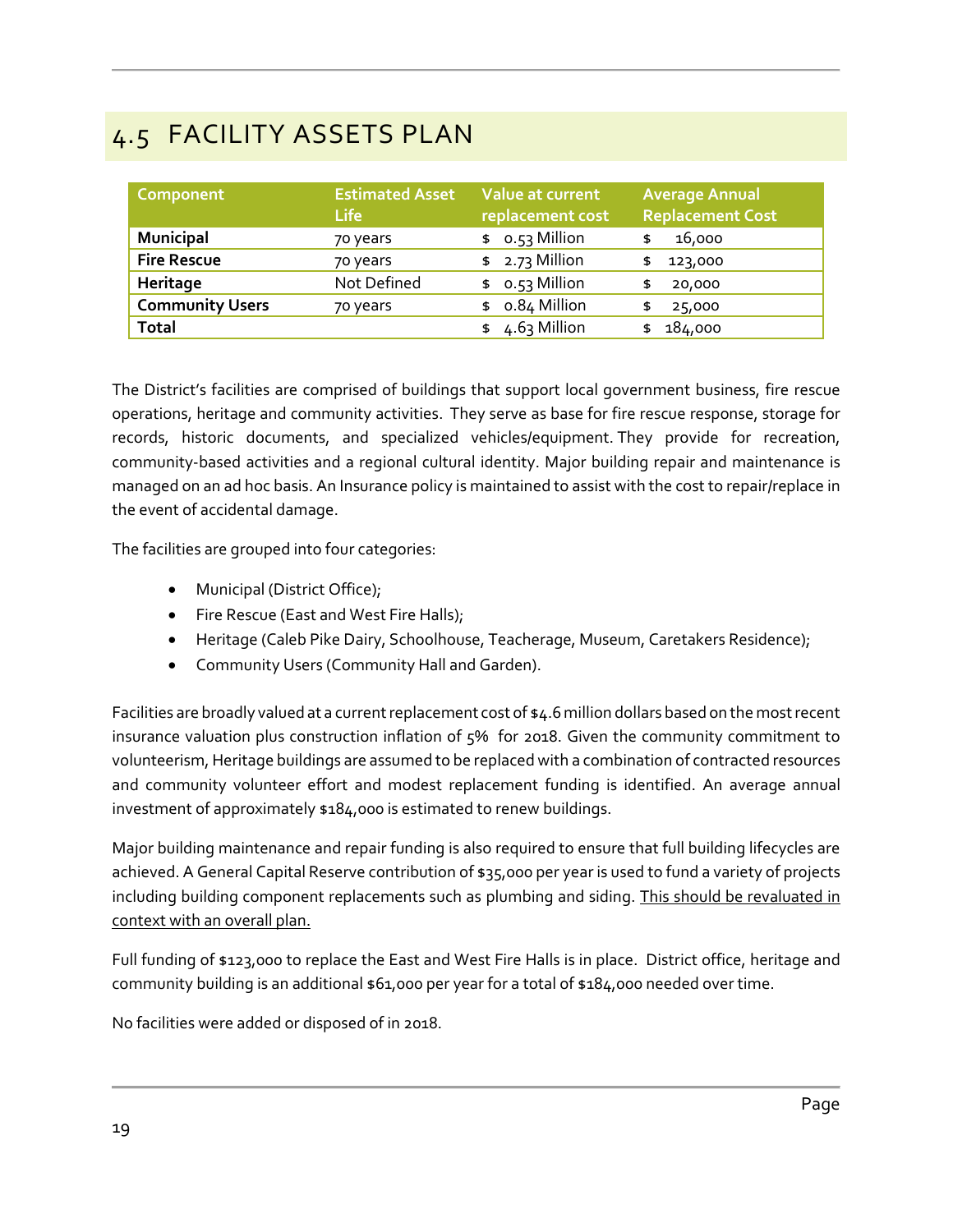## 4.5 FACILITY ASSETS PLAN

| Component | Estimated Asset Life | Value at current replacement cost | Average Annual Replacement Cost |
|---|---|---|---|
| **Municipal** | 70 years | $ 0.53 Million | $ 16,000 |
| **Fire Rescue** | 70 years | $ 2.73 Million | $ 123,000 |
| **Heritage** | Not Defined | $ 0.53 Million | $ 20,000 |
| **Community Users** | 70 years | $ 0.84 Million | $ 25,000 |
| **Total** | | $ 4.63 Million | $ 184,000 |

The District's facilities are comprised of buildings that support local government business, fire rescue operations, heritage and community activities. They serve as base for fire rescue response, storage for records, historic documents, and specialized vehicles/equipment. They provide for recreation, community-based activities and a regional cultural identity. Major building repair and maintenance is managed on an ad hoc basis. An Insurance policy is maintained to assist with the cost to repair/replace in the event of accidental damage.

The facilities are grouped into four categories:

- Municipal (District Office);
- Fire Rescue (East and West Fire Halls);
- Heritage (Caleb Pike Dairy, Schoolhouse, Teacherage, Museum, Caretakers Residence);
- Community Users (Community Hall and Garden).

Facilities are broadly valued at a current replacement cost of $4.6 million dollars based on the most recent insurance valuation plus construction inflation of 5% for 2018. Given the community commitment to volunteerism, Heritage buildings are assumed to be replaced with a combination of contracted resources and community volunteer effort and modest replacement funding is identified. An average annual investment of approximately $184,000 is estimated to renew buildings.

Major building maintenance and repair funding is also required to ensure that full building lifecycles are achieved. A General Capital Reserve contribution of $35,000 per year is used to fund a variety of projects including building component replacements such as plumbing and siding. <u>This should be revaluated in context with an overall plan.</u>

Full funding of $123,000 to replace the East and West Fire Halls is in place. District office, heritage and community building is an additional $61,000 per year for a total of $184,000 needed over time.

No facilities were added or disposed of in 2018.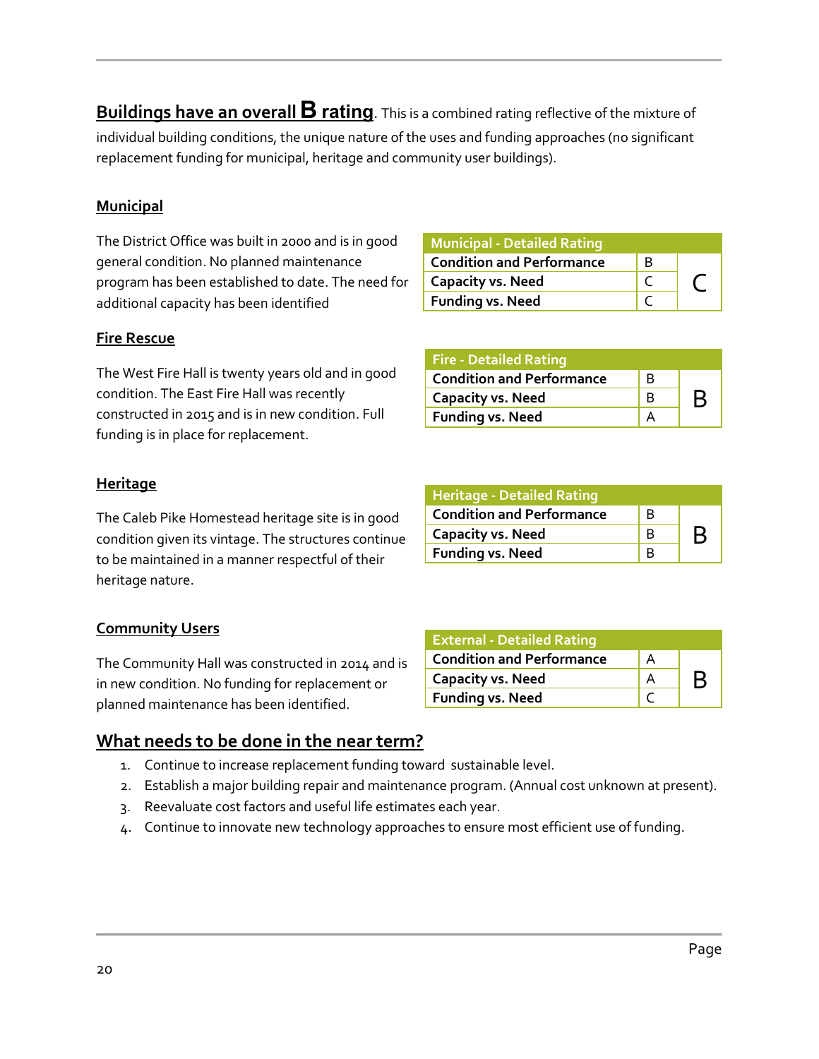**Buildings have an overall B rating**. This is a combined rating reflective of the mixture of individual building conditions, the unique nature of the uses and funding approaches (no significant replacement funding for municipal, heritage and community user buildings).

### Municipal

The District Office was built in 2000 and is in good general condition. No planned maintenance program has been established to date. The need for additional capacity has been identified

| Municipal - Detailed Rating | | |
|---|---|---|
| Condition and Performance | B | C |
| Capacity vs. Need | C | |
| Funding vs. Need | C | |

### Fire Rescue

The West Fire Hall is twenty years old and in good condition. The East Fire Hall was recently constructed in 2015 and is in new condition. Full funding is in place for replacement.

| Fire - Detailed Rating | | |
|---|---|---|
| Condition and Performance | B | B |
| Capacity vs. Need | B | |
| Funding vs. Need | A | |

### Heritage

The Caleb Pike Homestead heritage site is in good condition given its vintage. The structures continue to be maintained in a manner respectful of their heritage nature.

| Heritage - Detailed Rating | | |
|---|---|---|
| Condition and Performance | B | B |
| Capacity vs. Need | B | |
| Funding vs. Need | B | |

### Community Users

The Community Hall was constructed in 2014 and is in new condition. No funding for replacement or planned maintenance has been identified.

| External - Detailed Rating | | |
|---|---|---|
| Condition and Performance | A | B |
| Capacity vs. Need | A | |
| Funding vs. Need | C | |

## What needs to be done in the near term?

1. Continue to increase replacement funding toward sustainable level.
2. Establish a major building repair and maintenance program. (Annual cost unknown at present).
3. Reevaluate cost factors and useful life estimates each year.
4. Continue to innovate new technology approaches to ensure most efficient use of funding.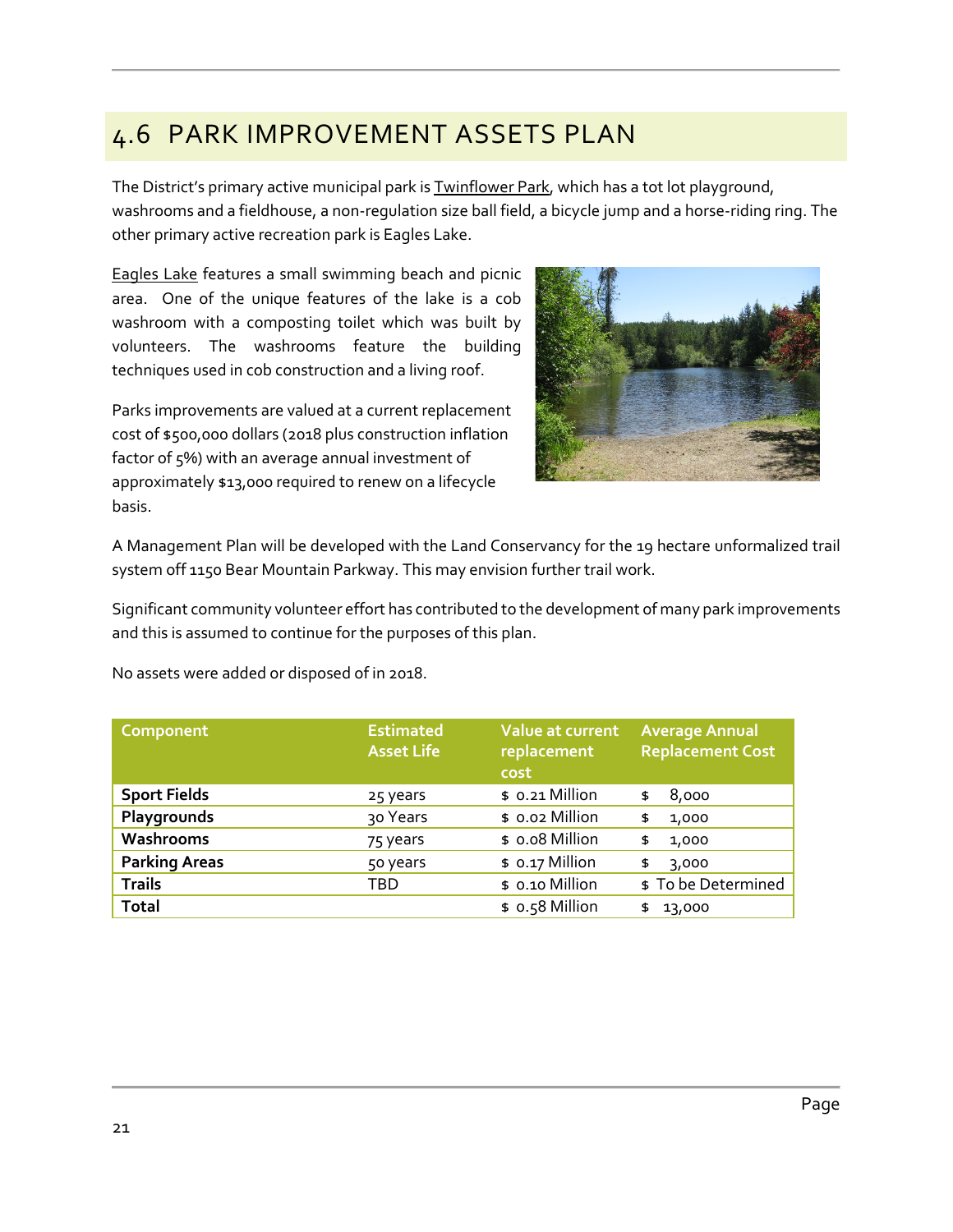# 4.6 PARK IMPROVEMENT ASSETS PLAN

The District's primary active municipal park is Twinflower Park, which has a tot lot playground, washrooms and a fieldhouse, a non-regulation size ball field, a bicycle jump and a horse-riding ring. The other primary active recreation park is Eagles Lake.

Eagles Lake features a small swimming beach and picnic area. One of the unique features of the lake is a cob washroom with a composting toilet which was built by volunteers. The washrooms feature the building techniques used in cob construction and a living roof.

Parks improvements are valued at a current replacement cost of $500,000 dollars (2018 plus construction inflation factor of 5%) with an average annual investment of approximately $13,000 required to renew on a lifecycle basis.

A Management Plan will be developed with the Land Conservancy for the 19 hectare unformalized trail system off 1150 Bear Mountain Parkway. This may envision further trail work.

Significant community volunteer effort has contributed to the development of many park improvements and this is assumed to continue for the purposes of this plan.

No assets were added or disposed of in 2018.

| Component | Estimated Asset Life | Value at current replacement cost | Average Annual Replacement Cost |
|---|---|---|---|
| **Sport Fields** | 25 years | $ 0.21 Million | $ 8,000 |
| **Playgrounds** | 30 Years | $ 0.02 Million | $ 1,000 |
| **Washrooms** | 75 years | $ 0.08 Million | $ 1,000 |
| **Parking Areas** | 50 years | $ 0.17 Million | $ 3,000 |
| **Trails** | TBD | $ 0.10 Million | $ To be Determined |
| **Total** | | $ 0.58 Million | $ 13,000 |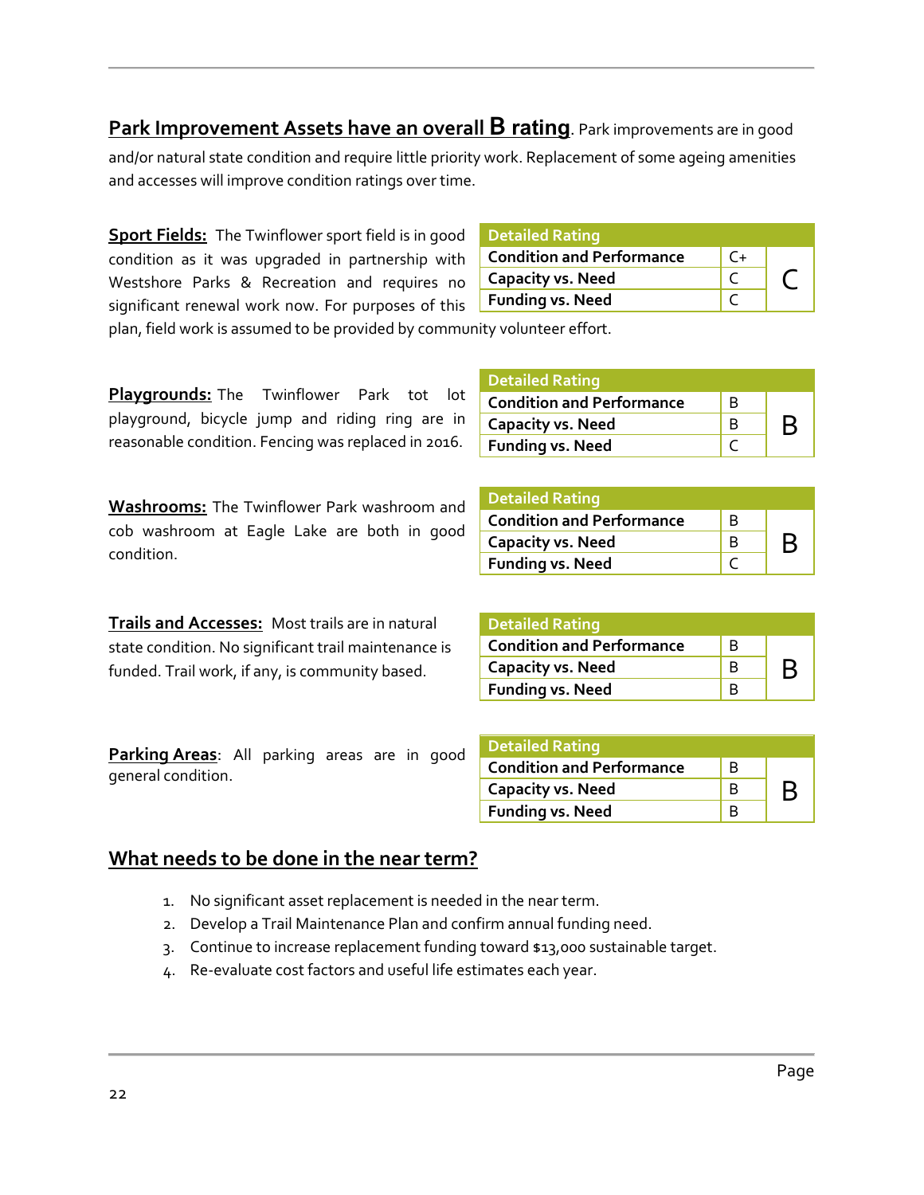**Park Improvement Assets have an overall B rating**. Park improvements are in good and/or natural state condition and require little priority work. Replacement of some ageing amenities and accesses will improve condition ratings over time.

**Sport Fields:** The Twinflower sport field is in good condition as it was upgraded in partnership with Westshore Parks & Recreation and requires no significant renewal work now. For purposes of this plan, field work is assumed to be provided by community volunteer effort.

| Detailed Rating | | |
|---|---|---|
| **Condition and Performance** | C+ | C |
| **Capacity vs. Need** | C | |
| **Funding vs. Need** | C | |

**Playgrounds:** The Twinflower Park tot lot playground, bicycle jump and riding ring are in reasonable condition. Fencing was replaced in 2016.

| Detailed Rating | | |
|---|---|---|
| **Condition and Performance** | B | B |
| **Capacity vs. Need** | B | |
| **Funding vs. Need** | C | |

**Washrooms:** The Twinflower Park washroom and cob washroom at Eagle Lake are both in good condition.

| Detailed Rating | | |
|---|---|---|
| **Condition and Performance** | B | B |
| **Capacity vs. Need** | B | |
| **Funding vs. Need** | C | |

**Trails and Accesses:** Most trails are in natural state condition. No significant trail maintenance is funded. Trail work, if any, is community based.

| Detailed Rating | | |
|---|---|---|
| **Condition and Performance** | B | B |
| **Capacity vs. Need** | B | |
| **Funding vs. Need** | B | |

**Parking Areas**: All parking areas are in good general condition.

| Detailed Rating | | |
|---|---|---|
| **Condition and Performance** | B | B |
| **Capacity vs. Need** | B | |
| **Funding vs. Need** | B | |

## What needs to be done in the near term?

1. No significant asset replacement is needed in the near term.
2. Develop a Trail Maintenance Plan and confirm annual funding need.
3. Continue to increase replacement funding toward $13,000 sustainable target.
4. Re-evaluate cost factors and useful life estimates each year.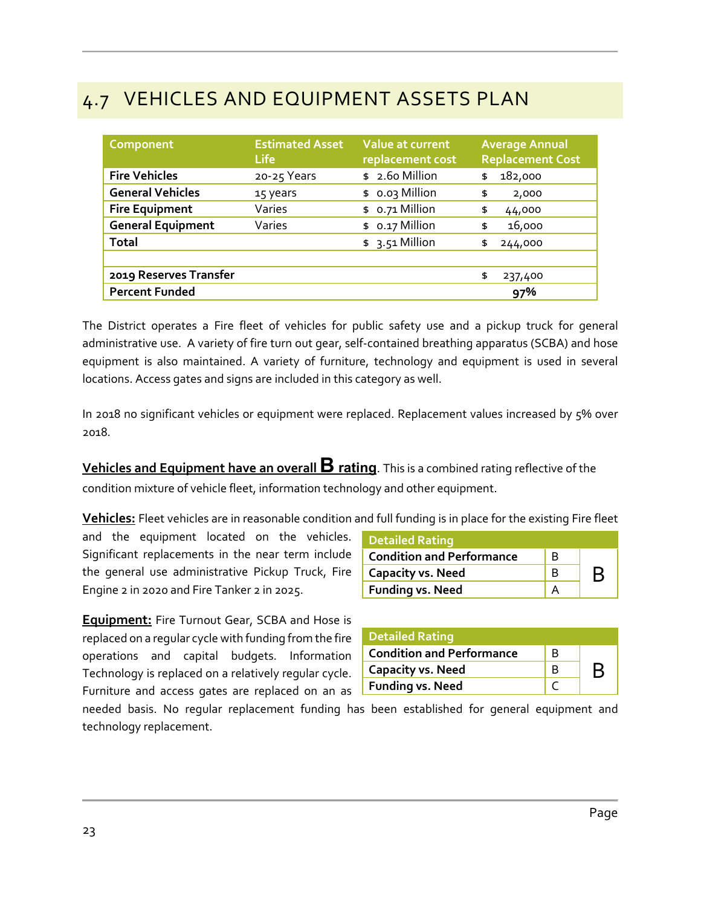## 4.7 VEHICLES AND EQUIPMENT ASSETS PLAN

| Component | Estimated Asset Life | Value at current replacement cost | Average Annual Replacement Cost |
|---|---|---|---|
| **Fire Vehicles** | 20-25 Years | $ 2.60 Million | $ 182,000 |
| **General Vehicles** | 15 years | $ 0.03 Million | $ 2,000 |
| **Fire Equipment** | Varies | $ 0.71 Million | $ 44,000 |
| **General Equipment** | Varies | $ 0.17 Million | $ 16,000 |
| **Total** | | $ 3.51 Million | $ 244,000 |
| | | | |
| **2019 Reserves Transfer** | | | $ 237,400 |
| **Percent Funded** | | | **97%** |

The District operates a Fire fleet of vehicles for public safety use and a pickup truck for general administrative use. A variety of fire turn out gear, self-contained breathing apparatus (SCBA) and hose equipment is also maintained. A variety of furniture, technology and equipment is used in several locations. Access gates and signs are included in this category as well.

In 2018 no significant vehicles or equipment were replaced. Replacement values increased by 5% over 2018.

**Vehicles and Equipment have an overall B rating**. This is a combined rating reflective of the condition mixture of vehicle fleet, information technology and other equipment.

**Vehicles:** Fleet vehicles are in reasonable condition and full funding is in place for the existing Fire fleet and the equipment located on the vehicles. Significant replacements in the near term include the general use administrative Pickup Truck, Fire Engine 2 in 2020 and Fire Tanker 2 in 2025.

| Detailed Rating | | |
|---|---|---|
| **Condition and Performance** | B | B |
| **Capacity vs. Need** | B | |
| **Funding vs. Need** | A | |

**Equipment:** Fire Turnout Gear, SCBA and Hose is replaced on a regular cycle with funding from the fire operations and capital budgets. Information Technology is replaced on a relatively regular cycle. Furniture and access gates are replaced on an as needed basis. No regular replacement funding has been established for general equipment and technology replacement.

| Detailed Rating | | |
|---|---|---|
| **Condition and Performance** | B | B |
| **Capacity vs. Need** | B | |
| **Funding vs. Need** | C | |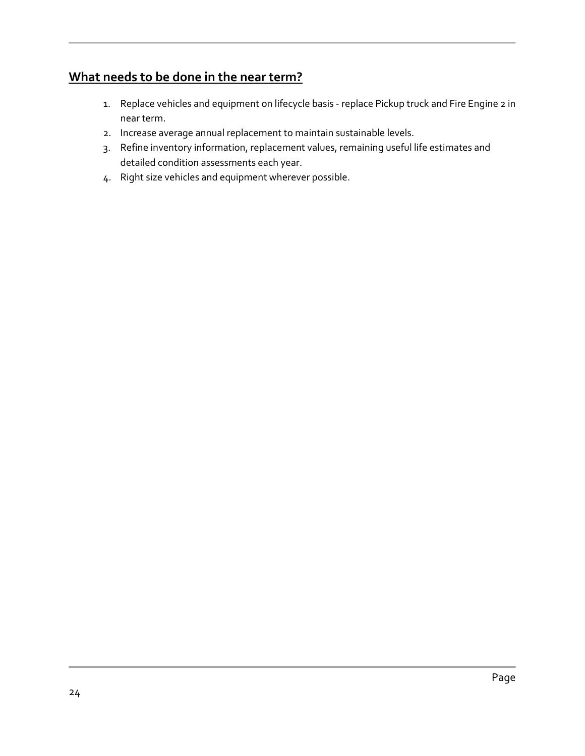## What needs to be done in the near term?

1. Replace vehicles and equipment on lifecycle basis - replace Pickup truck and Fire Engine 2 in near term.
2. Increase average annual replacement to maintain sustainable levels.
3. Refine inventory information, replacement values, remaining useful life estimates and detailed condition assessments each year.
4. Right size vehicles and equipment wherever possible.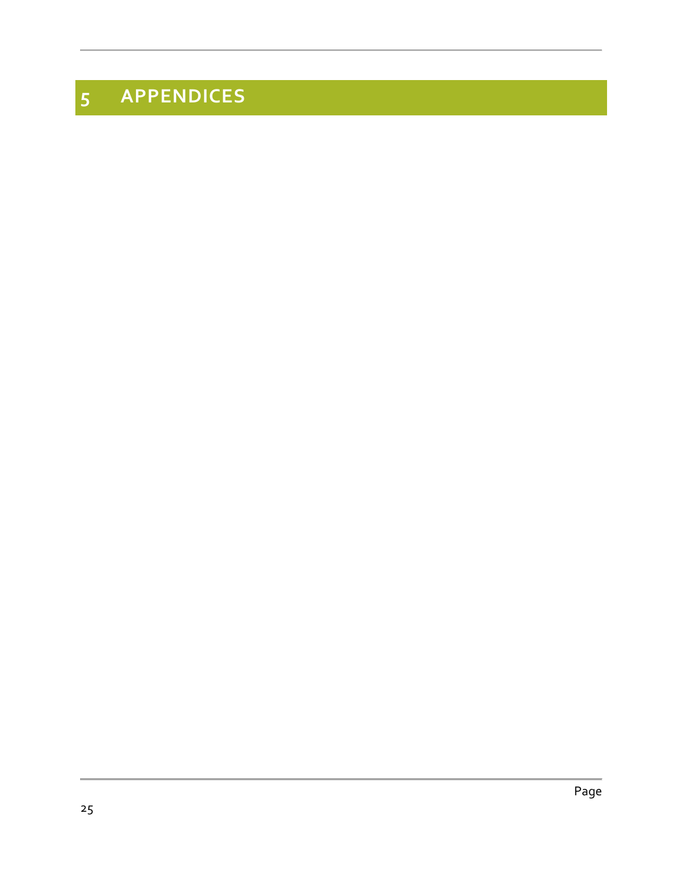# 5 APPENDICES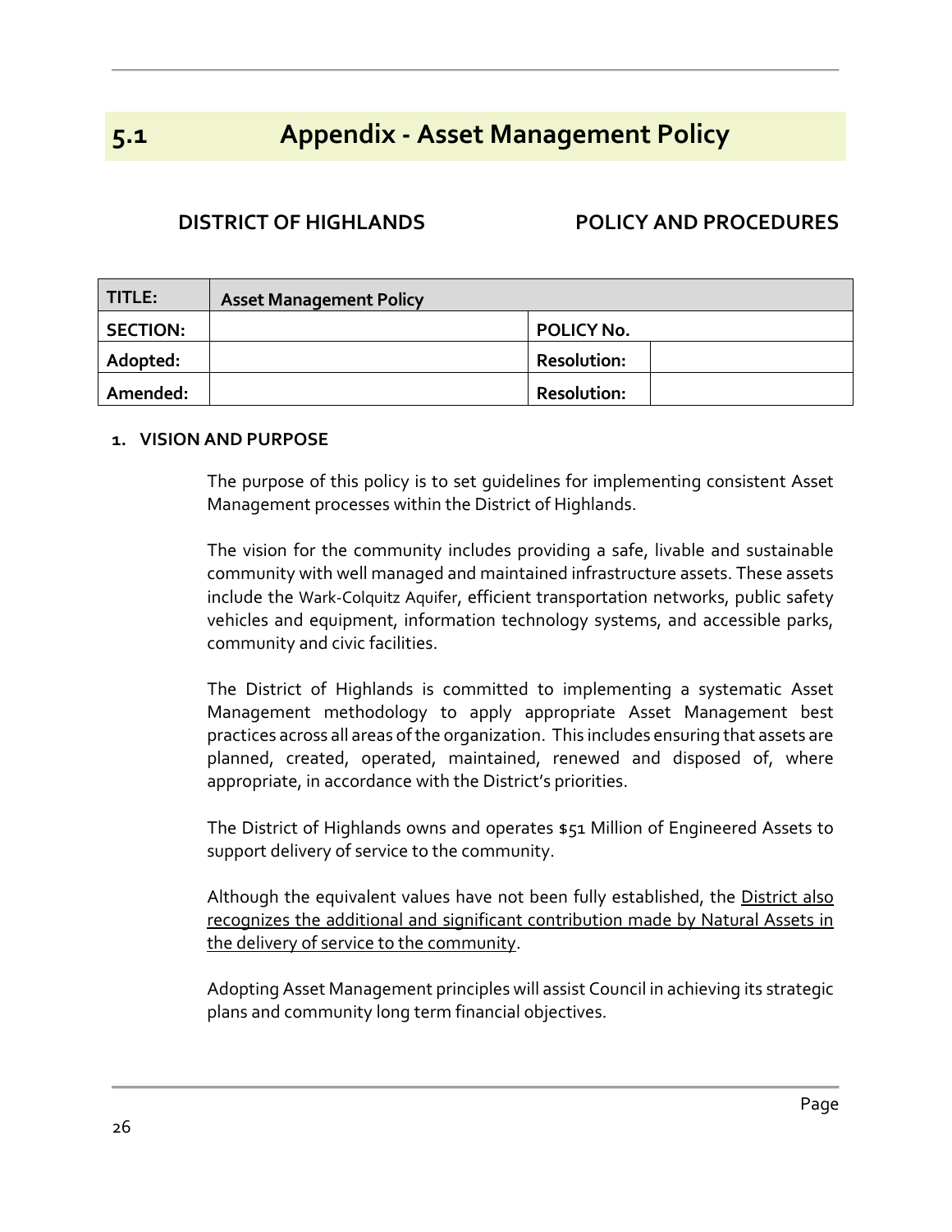# 5.1 Appendix - Asset Management Policy

**DISTRICT OF HIGHLANDS** **POLICY AND PROCEDURES**

| **TITLE:** | **Asset Management Policy** | | |
|---|---|---|---|
| **SECTION:** | | **POLICY No.** | |
| **Adopted:** | | **Resolution:** | |
| **Amended:** | | **Resolution:** | |

**1. VISION AND PURPOSE**

The purpose of this policy is to set guidelines for implementing consistent Asset Management processes within the District of Highlands.

The vision for the community includes providing a safe, livable and sustainable community with well managed and maintained infrastructure assets. These assets include the Wark-Colquitz Aquifer, efficient transportation networks, public safety vehicles and equipment, information technology systems, and accessible parks, community and civic facilities.

The District of Highlands is committed to implementing a systematic Asset Management methodology to apply appropriate Asset Management best practices across all areas of the organization. This includes ensuring that assets are planned, created, operated, maintained, renewed and disposed of, where appropriate, in accordance with the District's priorities.

The District of Highlands owns and operates $51 Million of Engineered Assets to support delivery of service to the community.

Although the equivalent values have not been fully established, the <u>District also recognizes the additional and significant contribution made by Natural Assets in the delivery of service to the community</u>.

Adopting Asset Management principles will assist Council in achieving its strategic plans and community long term financial objectives.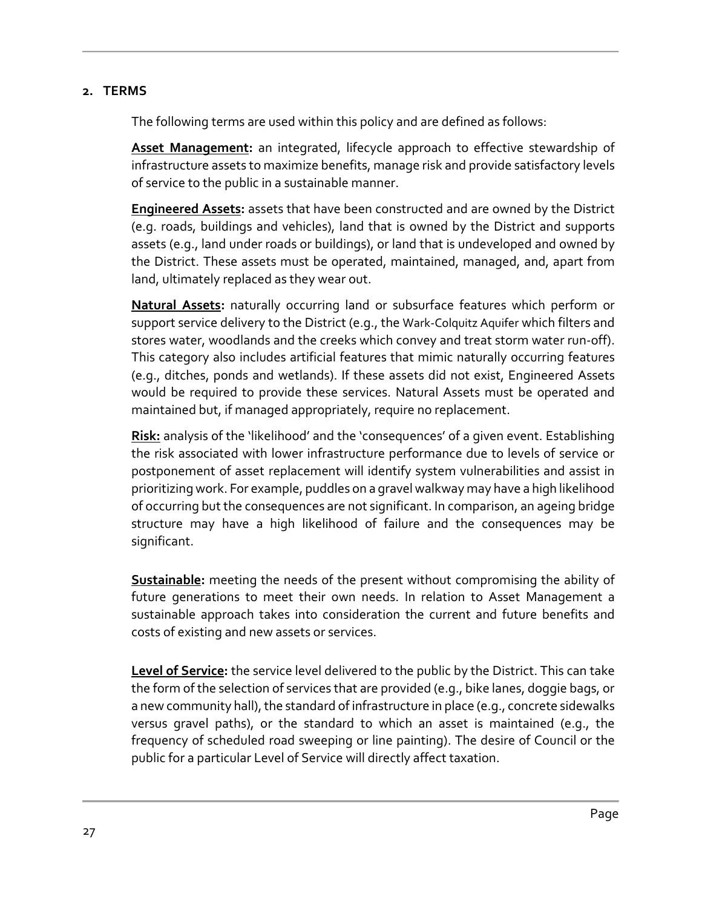## 2. TERMS

The following terms are used within this policy and are defined as follows:

**Asset Management:** an integrated, lifecycle approach to effective stewardship of infrastructure assets to maximize benefits, manage risk and provide satisfactory levels of service to the public in a sustainable manner.

**Engineered Assets:** assets that have been constructed and are owned by the District (e.g. roads, buildings and vehicles), land that is owned by the District and supports assets (e.g., land under roads or buildings), or land that is undeveloped and owned by the District. These assets must be operated, maintained, managed, and, apart from land, ultimately replaced as they wear out.

**Natural Assets:** naturally occurring land or subsurface features which perform or support service delivery to the District (e.g., the Wark-Colquitz Aquifer which filters and stores water, woodlands and the creeks which convey and treat storm water run-off). This category also includes artificial features that mimic naturally occurring features (e.g., ditches, ponds and wetlands). If these assets did not exist, Engineered Assets would be required to provide these services. Natural Assets must be operated and maintained but, if managed appropriately, require no replacement.

**Risk:** analysis of the 'likelihood' and the 'consequences' of a given event. Establishing the risk associated with lower infrastructure performance due to levels of service or postponement of asset replacement will identify system vulnerabilities and assist in prioritizing work. For example, puddles on a gravel walkway may have a high likelihood of occurring but the consequences are not significant. In comparison, an ageing bridge structure may have a high likelihood of failure and the consequences may be significant.

**Sustainable:** meeting the needs of the present without compromising the ability of future generations to meet their own needs. In relation to Asset Management a sustainable approach takes into consideration the current and future benefits and costs of existing and new assets or services.

**Level of Service:** the service level delivered to the public by the District. This can take the form of the selection of services that are provided (e.g., bike lanes, doggie bags, or a new community hall), the standard of infrastructure in place (e.g., concrete sidewalks versus gravel paths), or the standard to which an asset is maintained (e.g., the frequency of scheduled road sweeping or line painting). The desire of Council or the public for a particular Level of Service will directly affect taxation.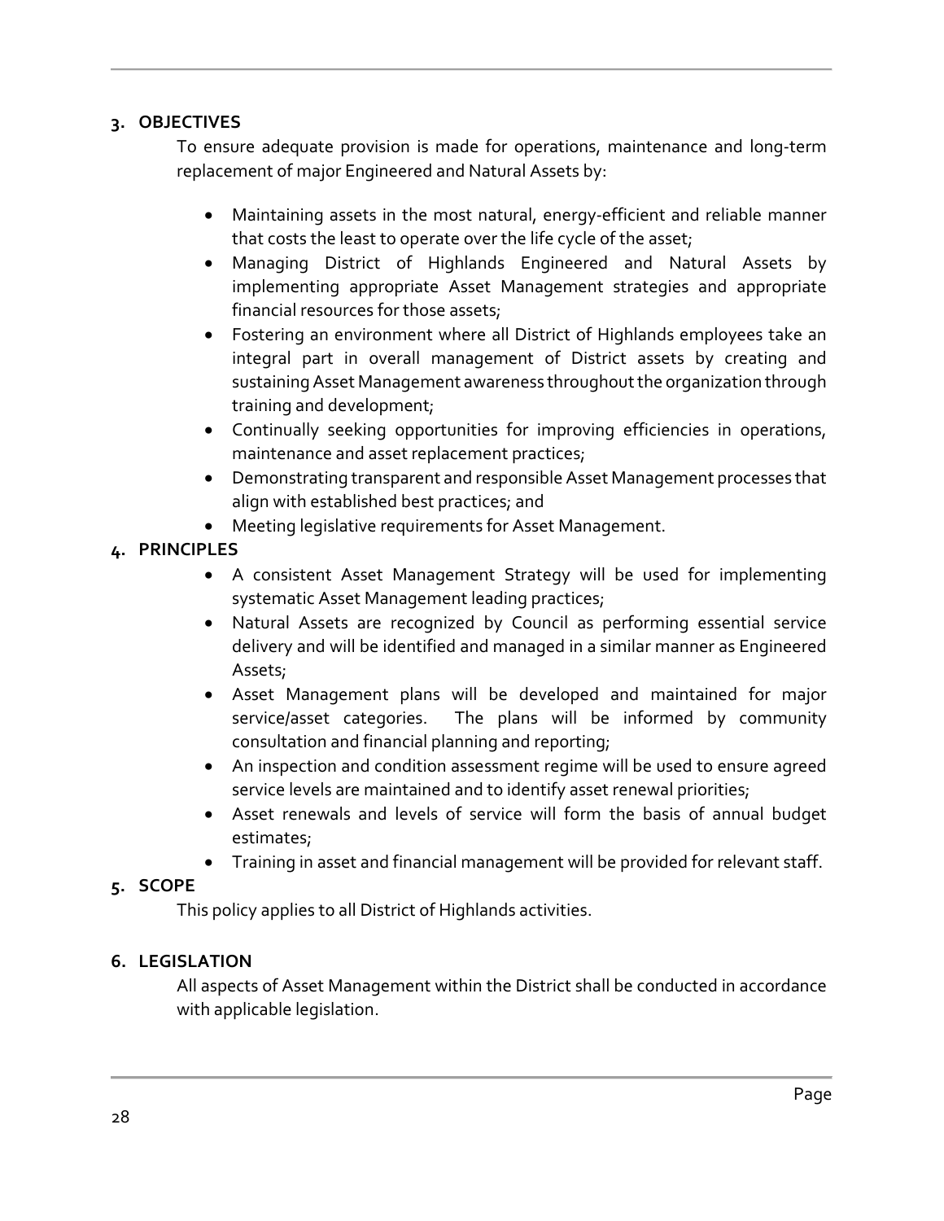## 3. OBJECTIVES

To ensure adequate provision is made for operations, maintenance and long-term replacement of major Engineered and Natural Assets by:

- Maintaining assets in the most natural, energy-efficient and reliable manner that costs the least to operate over the life cycle of the asset;
- Managing District of Highlands Engineered and Natural Assets by implementing appropriate Asset Management strategies and appropriate financial resources for those assets;
- Fostering an environment where all District of Highlands employees take an integral part in overall management of District assets by creating and sustaining Asset Management awareness throughout the organization through training and development;
- Continually seeking opportunities for improving efficiencies in operations, maintenance and asset replacement practices;
- Demonstrating transparent and responsible Asset Management processes that align with established best practices; and
- Meeting legislative requirements for Asset Management.

## 4. PRINCIPLES

- A consistent Asset Management Strategy will be used for implementing systematic Asset Management leading practices;
- Natural Assets are recognized by Council as performing essential service delivery and will be identified and managed in a similar manner as Engineered Assets;
- Asset Management plans will be developed and maintained for major service/asset categories. The plans will be informed by community consultation and financial planning and reporting;
- An inspection and condition assessment regime will be used to ensure agreed service levels are maintained and to identify asset renewal priorities;
- Asset renewals and levels of service will form the basis of annual budget estimates;
- Training in asset and financial management will be provided for relevant staff.

## 5. SCOPE

This policy applies to all District of Highlands activities.

## 6. LEGISLATION

All aspects of Asset Management within the District shall be conducted in accordance with applicable legislation.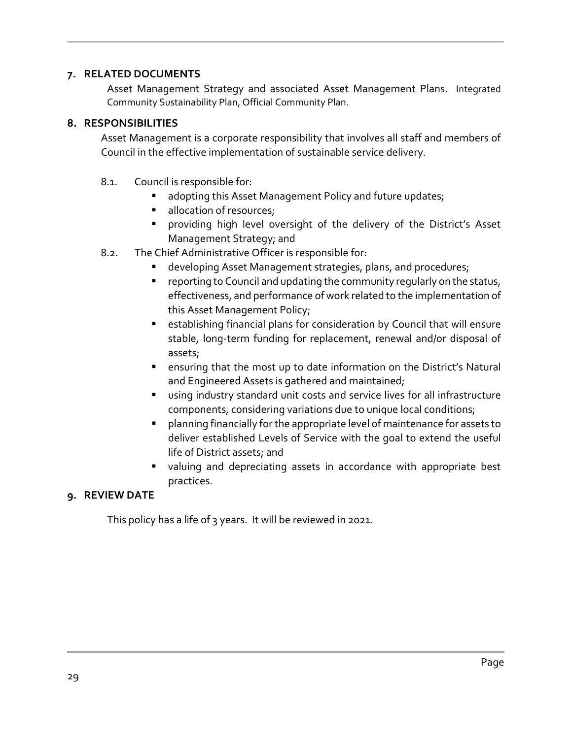## 7. RELATED DOCUMENTS

Asset Management Strategy and associated Asset Management Plans. Integrated Community Sustainability Plan, Official Community Plan.

## 8. RESPONSIBILITIES

Asset Management is a corporate responsibility that involves all staff and members of Council in the effective implementation of sustainable service delivery.

8.1. Council is responsible for:

- adopting this Asset Management Policy and future updates;
- allocation of resources;
- providing high level oversight of the delivery of the District's Asset Management Strategy; and

8.2. The Chief Administrative Officer is responsible for:

- developing Asset Management strategies, plans, and procedures;
- reporting to Council and updating the community regularly on the status, effectiveness, and performance of work related to the implementation of this Asset Management Policy;
- establishing financial plans for consideration by Council that will ensure stable, long-term funding for replacement, renewal and/or disposal of assets;
- ensuring that the most up to date information on the District's Natural and Engineered Assets is gathered and maintained;
- using industry standard unit costs and service lives for all infrastructure components, considering variations due to unique local conditions;
- planning financially for the appropriate level of maintenance for assets to deliver established Levels of Service with the goal to extend the useful life of District assets; and
- valuing and depreciating assets in accordance with appropriate best practices.

## 9. REVIEW DATE

This policy has a life of 3 years. It will be reviewed in 2021.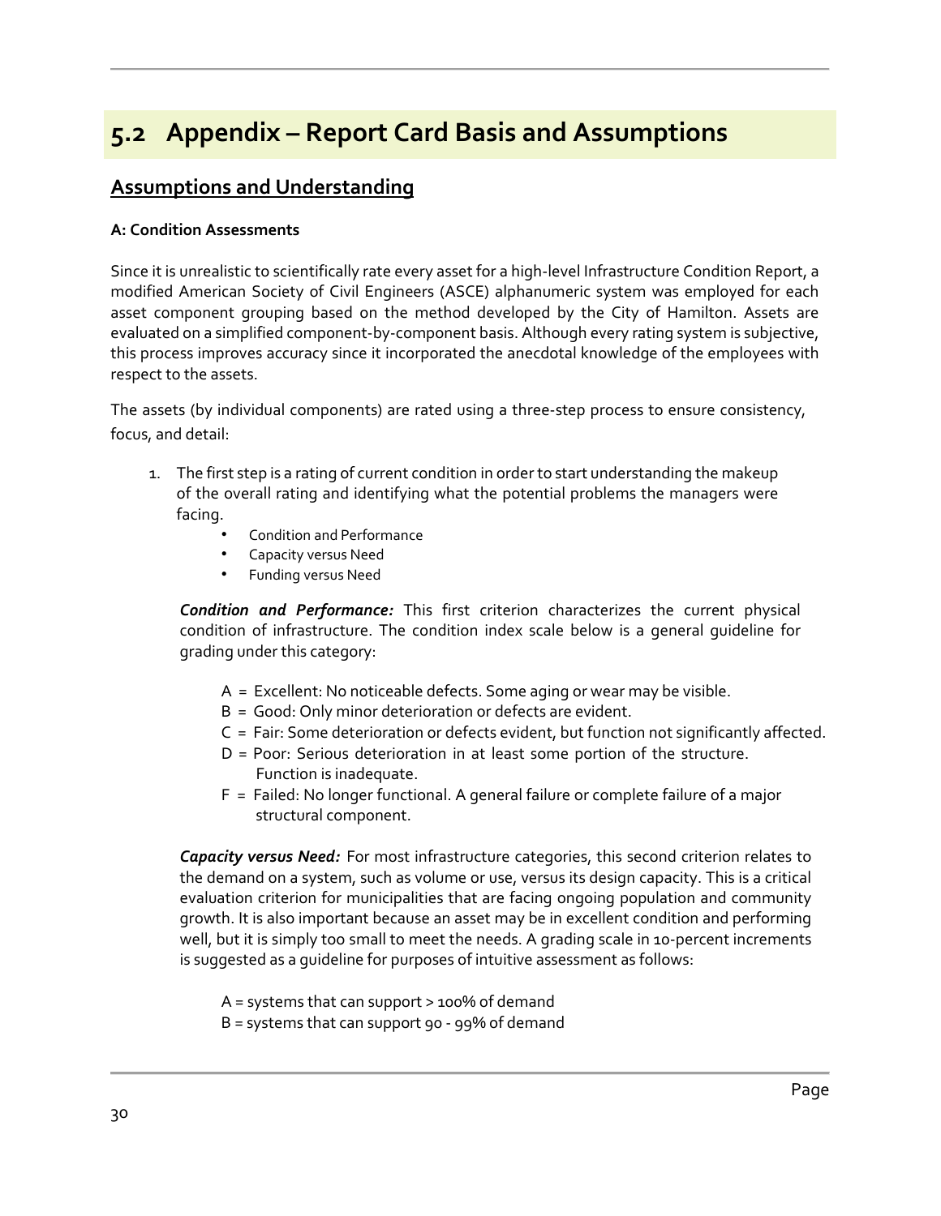## 5.2 Appendix – Report Card Basis and Assumptions

### Assumptions and Understanding

**A: Condition Assessments**

Since it is unrealistic to scientifically rate every asset for a high-level Infrastructure Condition Report, a modified American Society of Civil Engineers (ASCE) alphanumeric system was employed for each asset component grouping based on the method developed by the City of Hamilton. Assets are evaluated on a simplified component-by-component basis. Although every rating system is subjective, this process improves accuracy since it incorporated the anecdotal knowledge of the employees with respect to the assets.

The assets (by individual components) are rated using a three-step process to ensure consistency, focus, and detail:

1. The first step is a rating of current condition in order to start understanding the makeup of the overall rating and identifying what the potential problems the managers were facing.
   - Condition and Performance
   - Capacity versus Need
   - Funding versus Need

   ***Condition and Performance:*** This first criterion characterizes the current physical condition of infrastructure. The condition index scale below is a general guideline for grading under this category:

   A = Excellent: No noticeable defects. Some aging or wear may be visible.
   B = Good: Only minor deterioration or defects are evident.
   C = Fair: Some deterioration or defects evident, but function not significantly affected.
   D = Poor: Serious deterioration in at least some portion of the structure. Function is inadequate.
   F = Failed: No longer functional. A general failure or complete failure of a major structural component.

   ***Capacity versus Need:*** For most infrastructure categories, this second criterion relates to the demand on a system, such as volume or use, versus its design capacity. This is a critical evaluation criterion for municipalities that are facing ongoing population and community growth. It is also important because an asset may be in excellent condition and performing well, but it is simply too small to meet the needs. A grading scale in 10-percent increments is suggested as a guideline for purposes of intuitive assessment as follows:

   A = systems that can support > 100% of demand
   B = systems that can support 90 - 99% of demand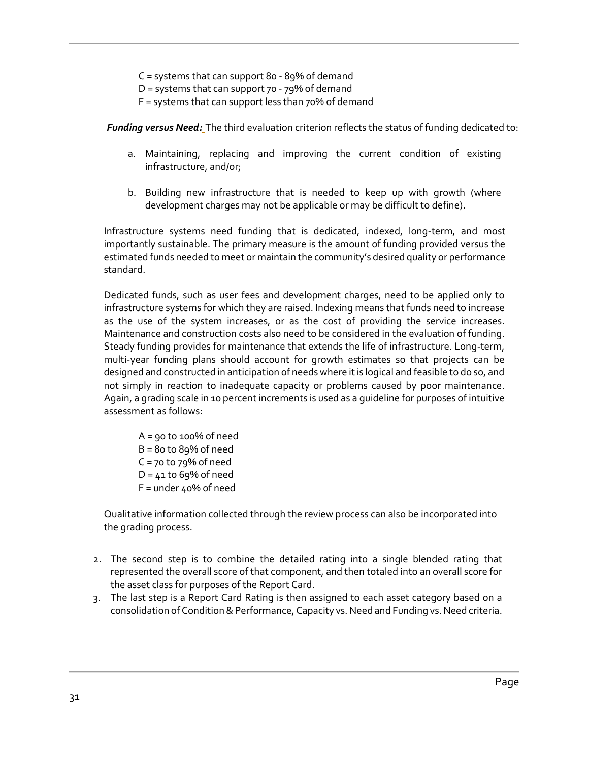C = systems that can support 80 - 89% of demand
D = systems that can support 70 - 79% of demand
F = systems that can support less than 70% of demand

***Funding versus Need:*** The third evaluation criterion reflects the status of funding dedicated to:

a. Maintaining, replacing and improving the current condition of existing infrastructure, and/or;

b. Building new infrastructure that is needed to keep up with growth (where development charges may not be applicable or may be difficult to define).

Infrastructure systems need funding that is dedicated, indexed, long-term, and most importantly sustainable. The primary measure is the amount of funding provided versus the estimated funds needed to meet or maintain the community's desired quality or performance standard.

Dedicated funds, such as user fees and development charges, need to be applied only to infrastructure systems for which they are raised. Indexing means that funds need to increase as the use of the system increases, or as the cost of providing the service increases. Maintenance and construction costs also need to be considered in the evaluation of funding. Steady funding provides for maintenance that extends the life of infrastructure. Long-term, multi-year funding plans should account for growth estimates so that projects can be designed and constructed in anticipation of needs where it is logical and feasible to do so, and not simply in reaction to inadequate capacity or problems caused by poor maintenance. Again, a grading scale in 10 percent increments is used as a guideline for purposes of intuitive assessment as follows:

A = 90 to 100% of need
B = 80 to 89% of need
C = 70 to 79% of need
D = 41 to 69% of need
F = under 40% of need

Qualitative information collected through the review process can also be incorporated into the grading process.

2. The second step is to combine the detailed rating into a single blended rating that represented the overall score of that component, and then totaled into an overall score for the asset class for purposes of the Report Card.
3. The last step is a Report Card Rating is then assigned to each asset category based on a consolidation of Condition & Performance, Capacity vs. Need and Funding vs. Need criteria.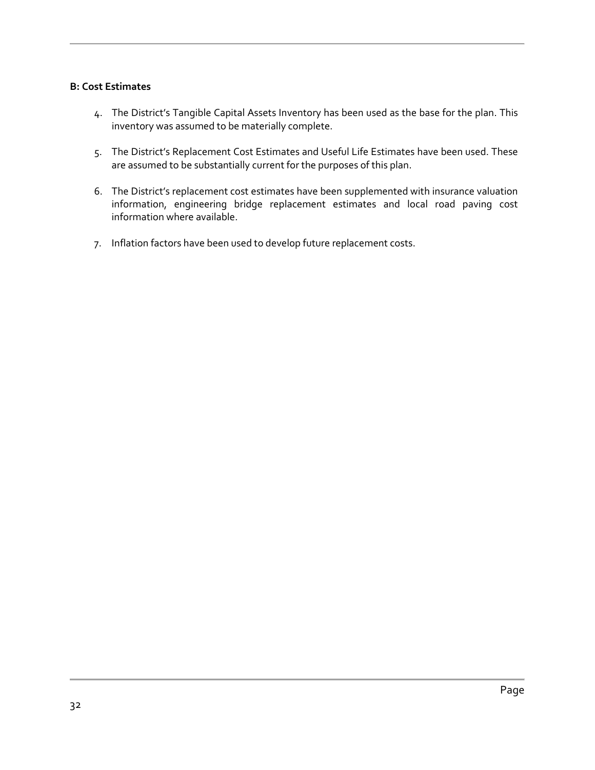**B: Cost Estimates**

4. The District's Tangible Capital Assets Inventory has been used as the base for the plan. This inventory was assumed to be materially complete.

5. The District's Replacement Cost Estimates and Useful Life Estimates have been used. These are assumed to be substantially current for the purposes of this plan.

6. The District's replacement cost estimates have been supplemented with insurance valuation information, engineering bridge replacement estimates and local road paving cost information where available.

7. Inflation factors have been used to develop future replacement costs.